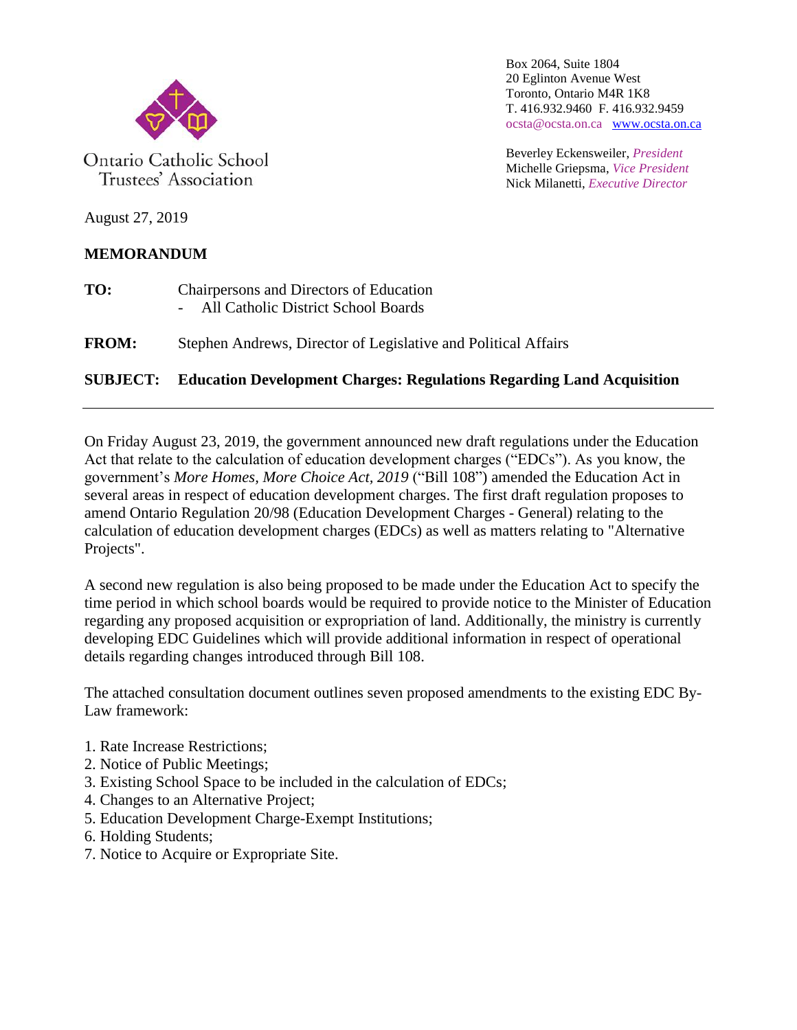Ontario Catholic School Trustees' Association

Box 2064, Suite 1804
20 Eglinton Avenue West
Toronto, Ontario M4R 1K8
T. 416.932.9460 F. 416.932.9459
ocsta@ocsta.on.ca www.ocsta.on.ca

Beverley Eckensweiler, *President*
Michelle Griepsma, *Vice President*
Nick Milanetti, *Executive Director*

August 27, 2019

**MEMORANDUM**

**TO:** Chairpersons and Directors of Education
- All Catholic District School Boards

**FROM:** Stephen Andrews, Director of Legislative and Political Affairs

**SUBJECT: Education Development Charges: Regulations Regarding Land Acquisition**

---

On Friday August 23, 2019, the government announced new draft regulations under the Education Act that relate to the calculation of education development charges ("EDCs"). As you know, the government's *More Homes, More Choice Act, 2019* ("Bill 108") amended the Education Act in several areas in respect of education development charges. The first draft regulation proposes to amend Ontario Regulation 20/98 (Education Development Charges - General) relating to the calculation of education development charges (EDCs) as well as matters relating to "Alternative Projects".

A second new regulation is also being proposed to be made under the Education Act to specify the time period in which school boards would be required to provide notice to the Minister of Education regarding any proposed acquisition or expropriation of land. Additionally, the ministry is currently developing EDC Guidelines which will provide additional information in respect of operational details regarding changes introduced through Bill 108.

The attached consultation document outlines seven proposed amendments to the existing EDC By-Law framework:

1. Rate Increase Restrictions;
2. Notice of Public Meetings;
3. Existing School Space to be included in the calculation of EDCs;
4. Changes to an Alternative Project;
5. Education Development Charge-Exempt Institutions;
6. Holding Students;
7. Notice to Acquire or Expropriate Site.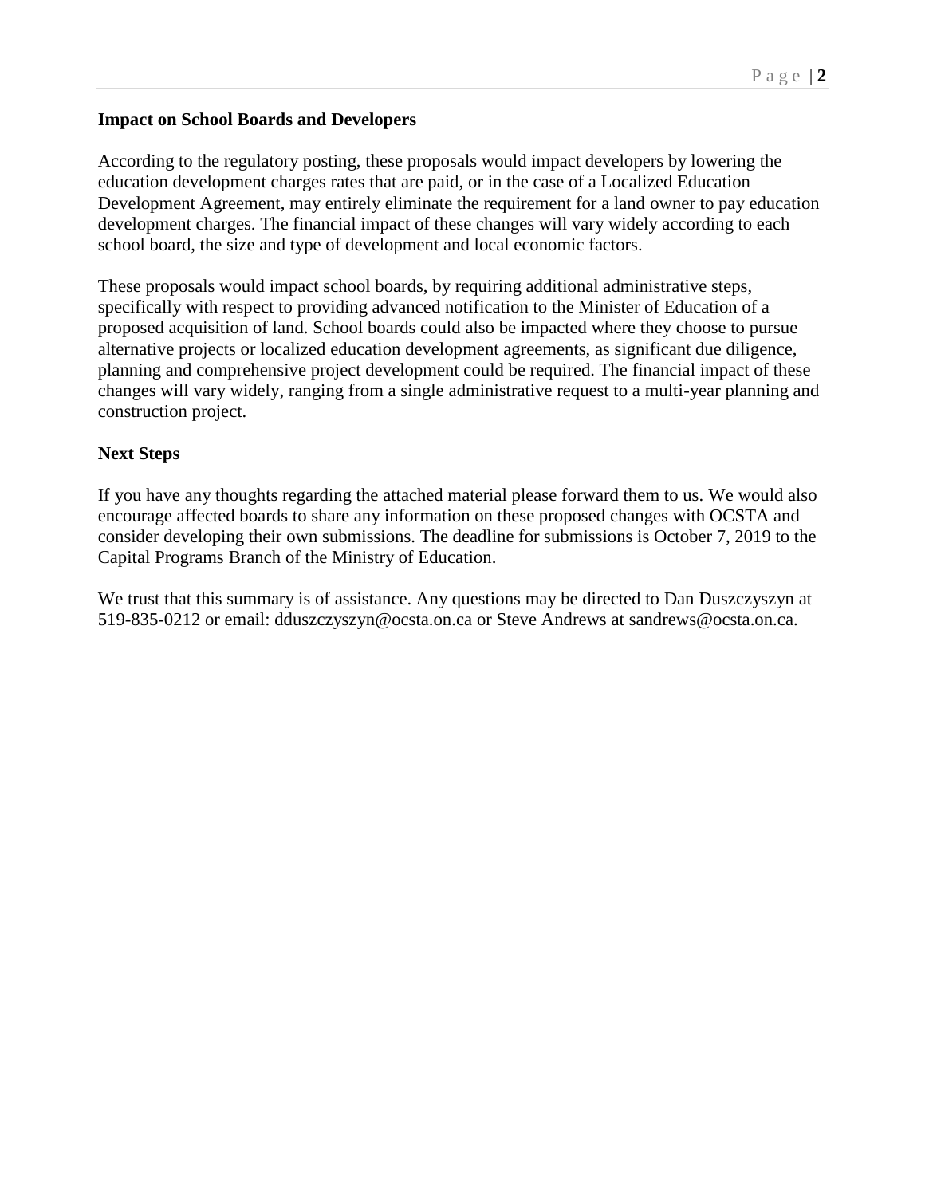**Impact on School Boards and Developers**

According to the regulatory posting, these proposals would impact developers by lowering the education development charges rates that are paid, or in the case of a Localized Education Development Agreement, may entirely eliminate the requirement for a land owner to pay education development charges. The financial impact of these changes will vary widely according to each school board, the size and type of development and local economic factors.

These proposals would impact school boards, by requiring additional administrative steps, specifically with respect to providing advanced notification to the Minister of Education of a proposed acquisition of land. School boards could also be impacted where they choose to pursue alternative projects or localized education development agreements, as significant due diligence, planning and comprehensive project development could be required. The financial impact of these changes will vary widely, ranging from a single administrative request to a multi-year planning and construction project.

**Next Steps**

If you have any thoughts regarding the attached material please forward them to us. We would also encourage affected boards to share any information on these proposed changes with OCSTA and consider developing their own submissions. The deadline for submissions is October 7, 2019 to the Capital Programs Branch of the Ministry of Education.

We trust that this summary is of assistance. Any questions may be directed to Dan Duszczyszyn at 519-835-0212 or email: dduszczyszyn@ocsta.on.ca or Steve Andrews at sandrews@ocsta.on.ca.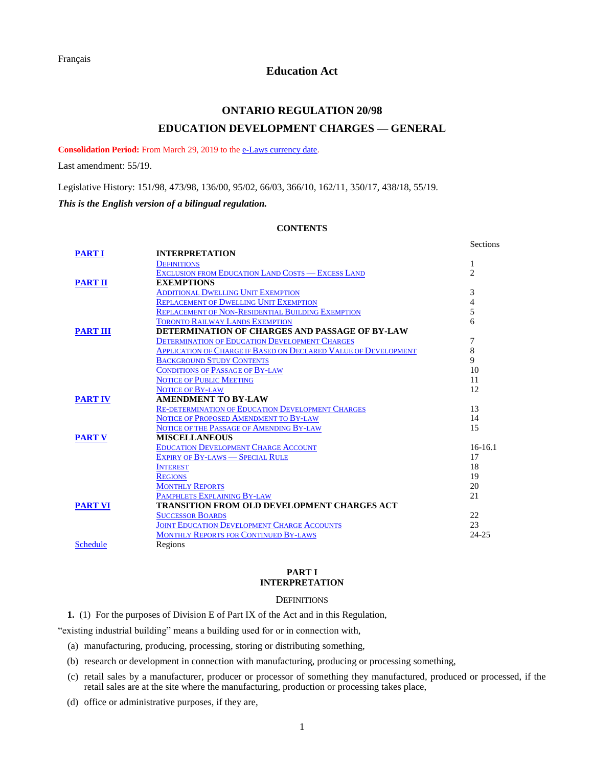Français

# Education Act

## ONTARIO REGULATION 20/98

## EDUCATION DEVELOPMENT CHARGES — GENERAL

**Consolidation Period:** From March 29, 2019 to the e-Laws currency date.

Last amendment: 55/19.

Legislative History: 151/98, 473/98, 136/00, 95/02, 66/03, 366/10, 162/11, 350/17, 438/18, 55/19.

***This is the English version of a bilingual regulation.***

### CONTENTS

| | | Sections |
|---|---|---|
| **PART I** | **INTERPRETATION** | |
| | Definitions | 1 |
| | Exclusion from Education Land Costs — Excess Land | 2 |
| **PART II** | **EXEMPTIONS** | |
| | Additional Dwelling Unit Exemption | 3 |
| | Replacement of Dwelling Unit Exemption | 4 |
| | Replacement of Non-Residential Building Exemption | 5 |
| | Toronto Railway Lands Exemption | 6 |
| **PART III** | **DETERMINATION OF CHARGES AND PASSAGE OF BY-LAW** | |
| | Determination of Education Development Charges | 7 |
| | Application of Charge if Based on Declared Value of Development | 8 |
| | Background Study Contents | 9 |
| | Conditions of Passage of By-law | 10 |
| | Notice of Public Meeting | 11 |
| | Notice of By-law | 12 |
| **PART IV** | **AMENDMENT TO BY-LAW** | |
| | Re-determination of Education Development Charges | 13 |
| | Notice of Proposed Amendment to By-law | 14 |
| | Notice of the Passage of Amending By-law | 15 |
| **PART V** | **MISCELLANEOUS** | |
| | Education Development Charge Account | 16-16.1 |
| | Expiry of By-laws — Special Rule | 17 |
| | Interest | 18 |
| | Regions | 19 |
| | Monthly Reports | 20 |
| | Pamphlets Explaining By-law | 21 |
| **PART VI** | **TRANSITION FROM OLD DEVELOPMENT CHARGES ACT** | |
| | Successor Boards | 22 |
| | Joint Education Development Charge Accounts | 23 |
| | Monthly Reports for Continued By-laws | 24-25 |
| Schedule | Regions | |

### PART I
### INTERPRETATION

#### Definitions

**1.** (1) For the purposes of Division E of Part IX of the Act and in this Regulation,

"existing industrial building" means a building used for or in connection with,

(a) manufacturing, producing, processing, storing or distributing something,

(b) research or development in connection with manufacturing, producing or processing something,

(c) retail sales by a manufacturer, producer or processor of something they manufactured, produced or processed, if the retail sales are at the site where the manufacturing, production or processing takes place,

(d) office or administrative purposes, if they are,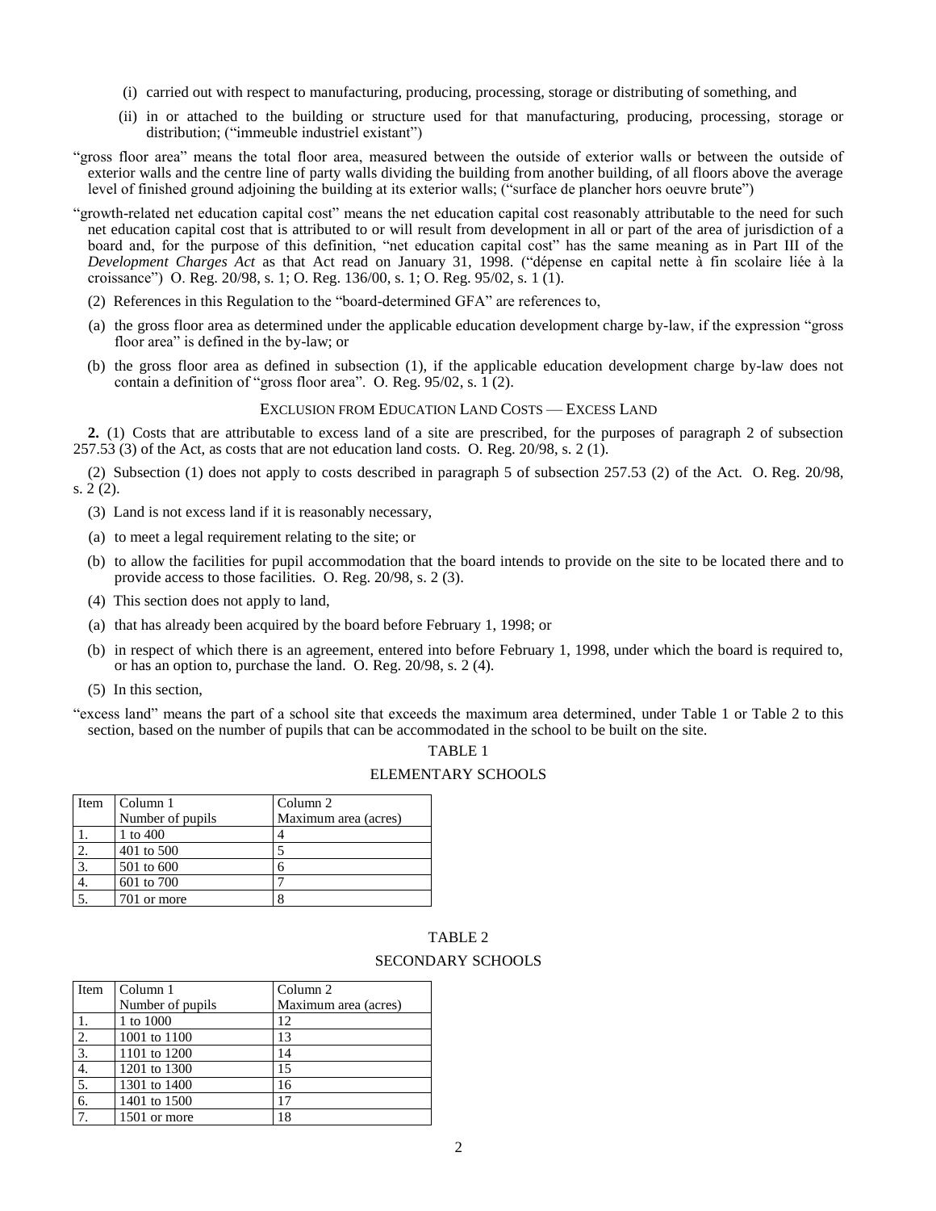(i) carried out with respect to manufacturing, producing, processing, storage or distributing of something, and

(ii) in or attached to the building or structure used for that manufacturing, producing, processing, storage or distribution; ("immeuble industriel existant")

"gross floor area" means the total floor area, measured between the outside of exterior walls or between the outside of exterior walls and the centre line of party walls dividing the building from another building, of all floors above the average level of finished ground adjoining the building at its exterior walls; ("surface de plancher hors oeuvre brute")

"growth-related net education capital cost" means the net education capital cost reasonably attributable to the need for such net education capital cost that is attributed to or will result from development in all or part of the area of jurisdiction of a board and, for the purpose of this definition, "net education capital cost" has the same meaning as in Part III of the *Development Charges Act* as that Act read on January 31, 1998. ("dépense en capital nette à fin scolaire liée à la croissance") O. Reg. 20/98, s. 1; O. Reg. 136/00, s. 1; O. Reg. 95/02, s. 1 (1).

(2) References in this Regulation to the "board-determined GFA" are references to,

(a) the gross floor area as determined under the applicable education development charge by-law, if the expression "gross floor area" is defined in the by-law; or

(b) the gross floor area as defined in subsection (1), if the applicable education development charge by-law does not contain a definition of "gross floor area". O. Reg. 95/02, s. 1 (2).

EXCLUSION FROM EDUCATION LAND COSTS — EXCESS LAND

**2.** (1) Costs that are attributable to excess land of a site are prescribed, for the purposes of paragraph 2 of subsection 257.53 (3) of the Act, as costs that are not education land costs. O. Reg. 20/98, s. 2 (1).

(2) Subsection (1) does not apply to costs described in paragraph 5 of subsection 257.53 (2) of the Act. O. Reg. 20/98, s. 2 (2).

(3) Land is not excess land if it is reasonably necessary,

(a) to meet a legal requirement relating to the site; or

(b) to allow the facilities for pupil accommodation that the board intends to provide on the site to be located there and to provide access to those facilities. O. Reg. 20/98, s. 2 (3).

(4) This section does not apply to land,

(a) that has already been acquired by the board before February 1, 1998; or

(b) in respect of which there is an agreement, entered into before February 1, 1998, under which the board is required to, or has an option to, purchase the land. O. Reg. 20/98, s. 2 (4).

(5) In this section,

"excess land" means the part of a school site that exceeds the maximum area determined, under Table 1 or Table 2 to this section, based on the number of pupils that can be accommodated in the school to be built on the site.

TABLE 1

ELEMENTARY SCHOOLS

| Item | Column 1<br>Number of pupils | Column 2<br>Maximum area (acres) |
|---|---|---|
| 1. | 1 to 400 | 4 |
| 2. | 401 to 500 | 5 |
| 3. | 501 to 600 | 6 |
| 4. | 601 to 700 | 7 |
| 5. | 701 or more | 8 |

TABLE 2

SECONDARY SCHOOLS

| Item | Column 1<br>Number of pupils | Column 2<br>Maximum area (acres) |
|---|---|---|
| 1. | 1 to 1000 | 12 |
| 2. | 1001 to 1100 | 13 |
| 3. | 1101 to 1200 | 14 |
| 4. | 1201 to 1300 | 15 |
| 5. | 1301 to 1400 | 16 |
| 6. | 1401 to 1500 | 17 |
| 7. | 1501 or more | 18 |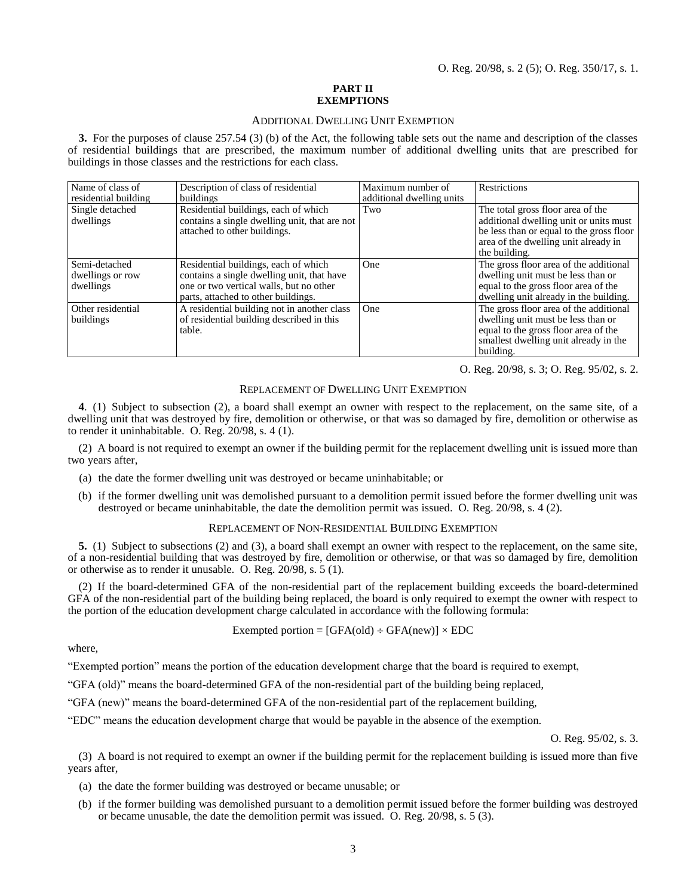O. Reg. 20/98, s. 2 (5); O. Reg. 350/17, s. 1.

## PART II
## EXEMPTIONS

### Additional Dwelling Unit Exemption

**3.** For the purposes of clause 257.54 (3) (b) of the Act, the following table sets out the name and description of the classes of residential buildings that are prescribed, the maximum number of additional dwelling units that are prescribed for buildings in those classes and the restrictions for each class.

| Name of class of residential building | Description of class of residential buildings | Maximum number of additional dwelling units | Restrictions |
|---|---|---|---|
| Single detached dwellings | Residential buildings, each of which contains a single dwelling unit, that are not attached to other buildings. | Two | The total gross floor area of the additional dwelling unit or units must be less than or equal to the gross floor area of the dwelling unit already in the building. |
| Semi-detached dwellings or row dwellings | Residential buildings, each of which contains a single dwelling unit, that have one or two vertical walls, but no other parts, attached to other buildings. | One | The gross floor area of the additional dwelling unit must be less than or equal to the gross floor area of the dwelling unit already in the building. |
| Other residential buildings | A residential building not in another class of residential building described in this table. | One | The gross floor area of the additional dwelling unit must be less than or equal to the gross floor area of the smallest dwelling unit already in the building. |

O. Reg. 20/98, s. 3; O. Reg. 95/02, s. 2.

### Replacement of Dwelling Unit Exemption

**4**. (1) Subject to subsection (2), a board shall exempt an owner with respect to the replacement, on the same site, of a dwelling unit that was destroyed by fire, demolition or otherwise, or that was so damaged by fire, demolition or otherwise as to render it uninhabitable. O. Reg. 20/98, s. 4 (1).

(2) A board is not required to exempt an owner if the building permit for the replacement dwelling unit is issued more than two years after,

- (a) the date the former dwelling unit was destroyed or became uninhabitable; or
- (b) if the former dwelling unit was demolished pursuant to a demolition permit issued before the former dwelling unit was destroyed or became uninhabitable, the date the demolition permit was issued. O. Reg. 20/98, s. 4 (2).

### Replacement of Non-Residential Building Exemption

**5.** (1) Subject to subsections (2) and (3), a board shall exempt an owner with respect to the replacement, on the same site, of a non-residential building that was destroyed by fire, demolition or otherwise, or that was so damaged by fire, demolition or otherwise as to render it unusable. O. Reg. 20/98, s. 5 (1).

(2) If the board-determined GFA of the non-residential part of the replacement building exceeds the board-determined GFA of the non-residential part of the building being replaced, the board is only required to exempt the owner with respect to the portion of the education development charge calculated in accordance with the following formula:

$$\text{Exempted portion} = [\text{GFA(old)} \div \text{GFA(new)}] \times \text{EDC}$$

where,

“Exempted portion” means the portion of the education development charge that the board is required to exempt,

“GFA (old)” means the board-determined GFA of the non-residential part of the building being replaced,

“GFA (new)” means the board-determined GFA of the non-residential part of the replacement building,

“EDC” means the education development charge that would be payable in the absence of the exemption.

O. Reg. 95/02, s. 3.

(3) A board is not required to exempt an owner if the building permit for the replacement building is issued more than five years after,

- (a) the date the former building was destroyed or became unusable; or
- (b) if the former building was demolished pursuant to a demolition permit issued before the former building was destroyed or became unusable, the date the demolition permit was issued. O. Reg. 20/98, s. 5 (3).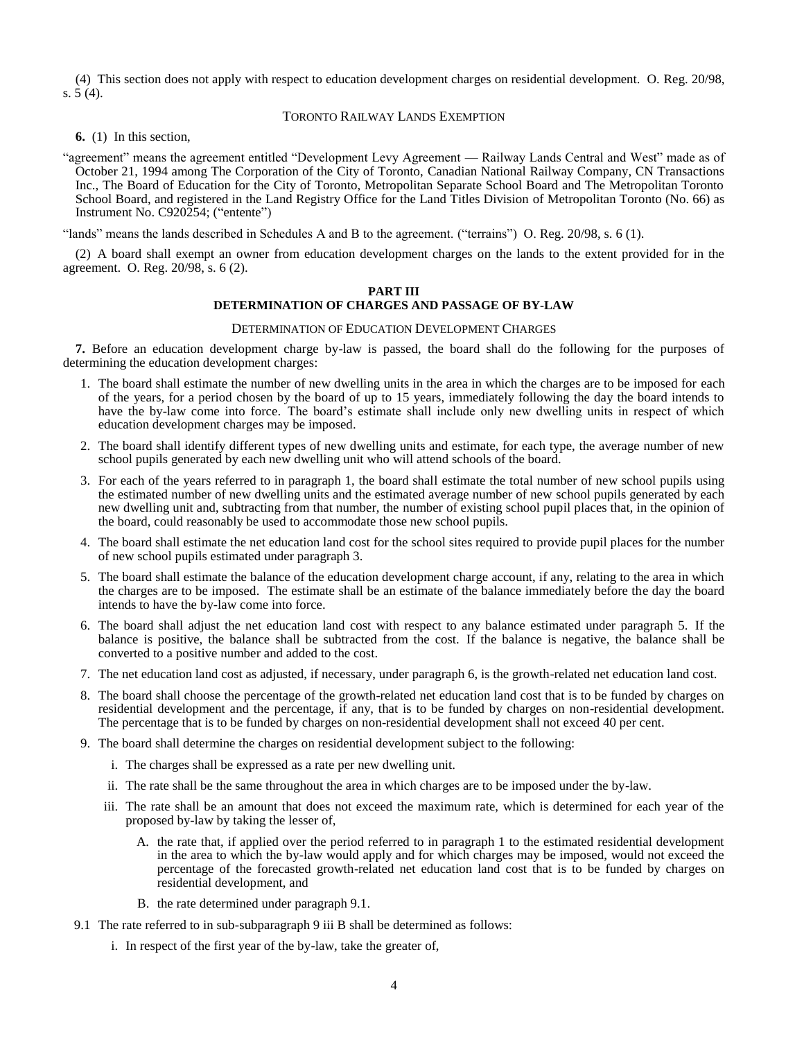(4) This section does not apply with respect to education development charges on residential development. O. Reg. 20/98, s. 5 (4).

### Toronto Railway Lands Exemption

**6.** (1) In this section,

"agreement" means the agreement entitled "Development Levy Agreement — Railway Lands Central and West" made as of October 21, 1994 among The Corporation of the City of Toronto, Canadian National Railway Company, CN Transactions Inc., The Board of Education for the City of Toronto, Metropolitan Separate School Board and The Metropolitan Toronto School Board, and registered in the Land Registry Office for the Land Titles Division of Metropolitan Toronto (No. 66) as Instrument No. C920254; ("entente")

"lands" means the lands described in Schedules A and B to the agreement. ("terrains") O. Reg. 20/98, s. 6 (1).

(2) A board shall exempt an owner from education development charges on the lands to the extent provided for in the agreement. O. Reg. 20/98, s. 6 (2).

## PART III
## DETERMINATION OF CHARGES AND PASSAGE OF BY-LAW

### Determination of Education Development Charges

**7.** Before an education development charge by-law is passed, the board shall do the following for the purposes of determining the education development charges:

1. The board shall estimate the number of new dwelling units in the area in which the charges are to be imposed for each of the years, for a period chosen by the board of up to 15 years, immediately following the day the board intends to have the by-law come into force. The board's estimate shall include only new dwelling units in respect of which education development charges may be imposed.
2. The board shall identify different types of new dwelling units and estimate, for each type, the average number of new school pupils generated by each new dwelling unit who will attend schools of the board.
3. For each of the years referred to in paragraph 1, the board shall estimate the total number of new school pupils using the estimated number of new dwelling units and the estimated average number of new school pupils generated by each new dwelling unit and, subtracting from that number, the number of existing school pupil places that, in the opinion of the board, could reasonably be used to accommodate those new school pupils.
4. The board shall estimate the net education land cost for the school sites required to provide pupil places for the number of new school pupils estimated under paragraph 3.
5. The board shall estimate the balance of the education development charge account, if any, relating to the area in which the charges are to be imposed. The estimate shall be an estimate of the balance immediately before the day the board intends to have the by-law come into force.
6. The board shall adjust the net education land cost with respect to any balance estimated under paragraph 5. If the balance is positive, the balance shall be subtracted from the cost. If the balance is negative, the balance shall be converted to a positive number and added to the cost.
7. The net education land cost as adjusted, if necessary, under paragraph 6, is the growth-related net education land cost.
8. The board shall choose the percentage of the growth-related net education land cost that is to be funded by charges on residential development and the percentage, if any, that is to be funded by charges on non-residential development. The percentage that is to be funded by charges on non-residential development shall not exceed 40 per cent.
9. The board shall determine the charges on residential development subject to the following:
   i. The charges shall be expressed as a rate per new dwelling unit.
   ii. The rate shall be the same throughout the area in which charges are to be imposed under the by-law.
   iii. The rate shall be an amount that does not exceed the maximum rate, which is determined for each year of the proposed by-law by taking the lesser of,
      A. the rate that, if applied over the period referred to in paragraph 1 to the estimated residential development in the area to which the by-law would apply and for which charges may be imposed, would not exceed the percentage of the forecasted growth-related net education land cost that is to be funded by charges on residential development, and
      B. the rate determined under paragraph 9.1.

9.1 The rate referred to in sub-subparagraph 9 iii B shall be determined as follows:
   i. In respect of the first year of the by-law, take the greater of,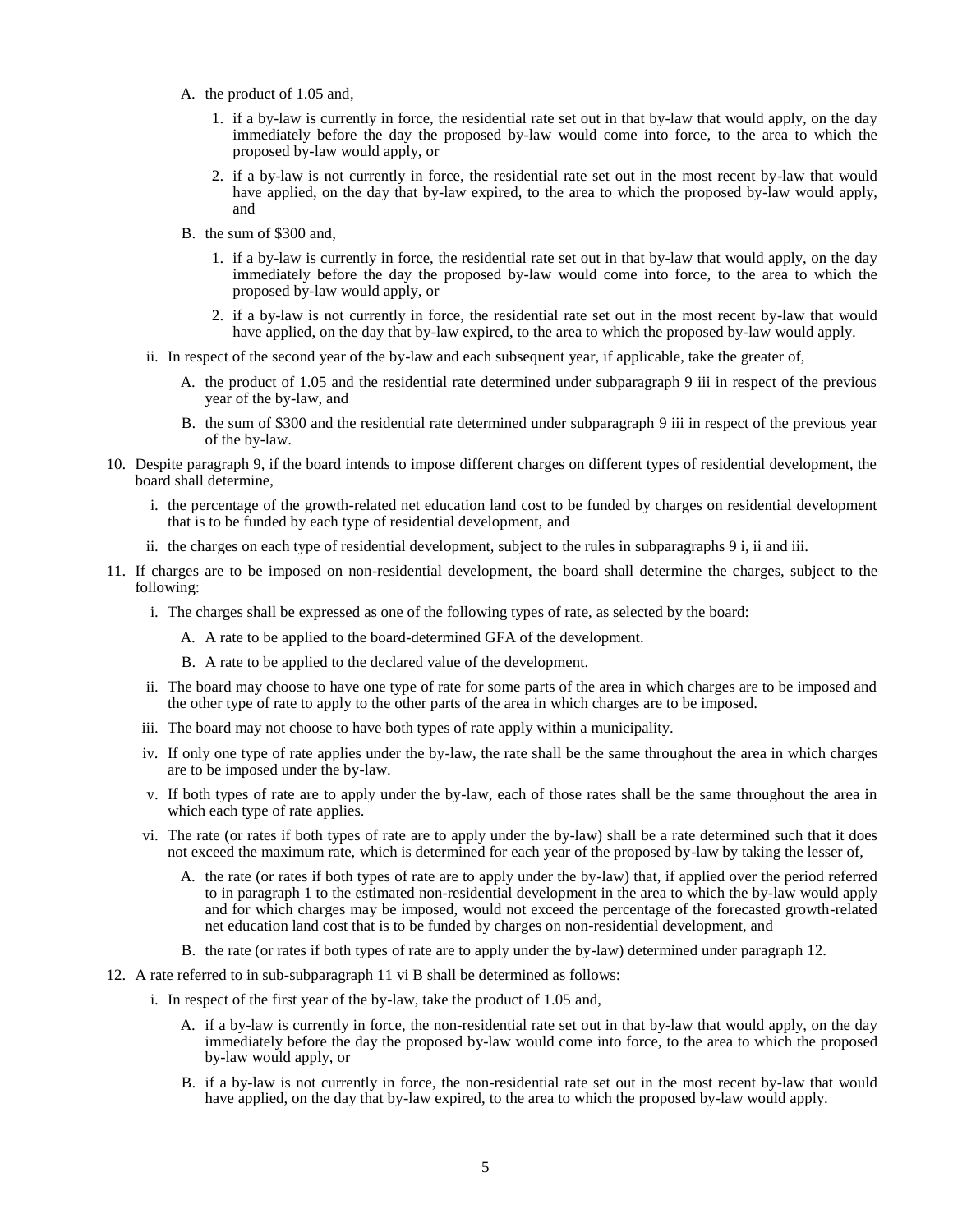A. the product of 1.05 and,

    1. if a by-law is currently in force, the residential rate set out in that by-law that would apply, on the day immediately before the day the proposed by-law would come into force, to the area to which the proposed by-law would apply, or

    2. if a by-law is not currently in force, the residential rate set out in the most recent by-law that would have applied, on the day that by-law expired, to the area to which the proposed by-law would apply, and

B. the sum of \$300 and,

    1. if a by-law is currently in force, the residential rate set out in that by-law that would apply, on the day immediately before the day the proposed by-law would come into force, to the area to which the proposed by-law would apply, or

    2. if a by-law is not currently in force, the residential rate set out in the most recent by-law that would have applied, on the day that by-law expired, to the area to which the proposed by-law would apply.

ii. In respect of the second year of the by-law and each subsequent year, if applicable, take the greater of,

   A. the product of 1.05 and the residential rate determined under subparagraph 9 iii in respect of the previous year of the by-law, and

   B. the sum of \$300 and the residential rate determined under subparagraph 9 iii in respect of the previous year of the by-law.

10. Despite paragraph 9, if the board intends to impose different charges on different types of residential development, the board shall determine,

    i. the percentage of the growth-related net education land cost to be funded by charges on residential development that is to be funded by each type of residential development, and

    ii. the charges on each type of residential development, subject to the rules in subparagraphs 9 i, ii and iii.

11. If charges are to be imposed on non-residential development, the board shall determine the charges, subject to the following:

    i. The charges shall be expressed as one of the following types of rate, as selected by the board:

       A. A rate to be applied to the board-determined GFA of the development.

       B. A rate to be applied to the declared value of the development.

    ii. The board may choose to have one type of rate for some parts of the area in which charges are to be imposed and the other type of rate to apply to the other parts of the area in which charges are to be imposed.

    iii. The board may not choose to have both types of rate apply within a municipality.

    iv. If only one type of rate applies under the by-law, the rate shall be the same throughout the area in which charges are to be imposed under the by-law.

    v. If both types of rate are to apply under the by-law, each of those rates shall be the same throughout the area in which each type of rate applies.

    vi. The rate (or rates if both types of rate are to apply under the by-law) shall be a rate determined such that it does not exceed the maximum rate, which is determined for each year of the proposed by-law by taking the lesser of,

       A. the rate (or rates if both types of rate are to apply under the by-law) that, if applied over the period referred to in paragraph 1 to the estimated non-residential development in the area to which the by-law would apply and for which charges may be imposed, would not exceed the percentage of the forecasted growth-related net education land cost that is to be funded by charges on non-residential development, and

       B. the rate (or rates if both types of rate are to apply under the by-law) determined under paragraph 12.

12. A rate referred to in sub-subparagraph 11 vi B shall be determined as follows:

    i. In respect of the first year of the by-law, take the product of 1.05 and,

       A. if a by-law is currently in force, the non-residential rate set out in that by-law that would apply, on the day immediately before the day the proposed by-law would come into force, to the area to which the proposed by-law would apply, or

       B. if a by-law is not currently in force, the non-residential rate set out in the most recent by-law that would have applied, on the day that by-law expired, to the area to which the proposed by-law would apply.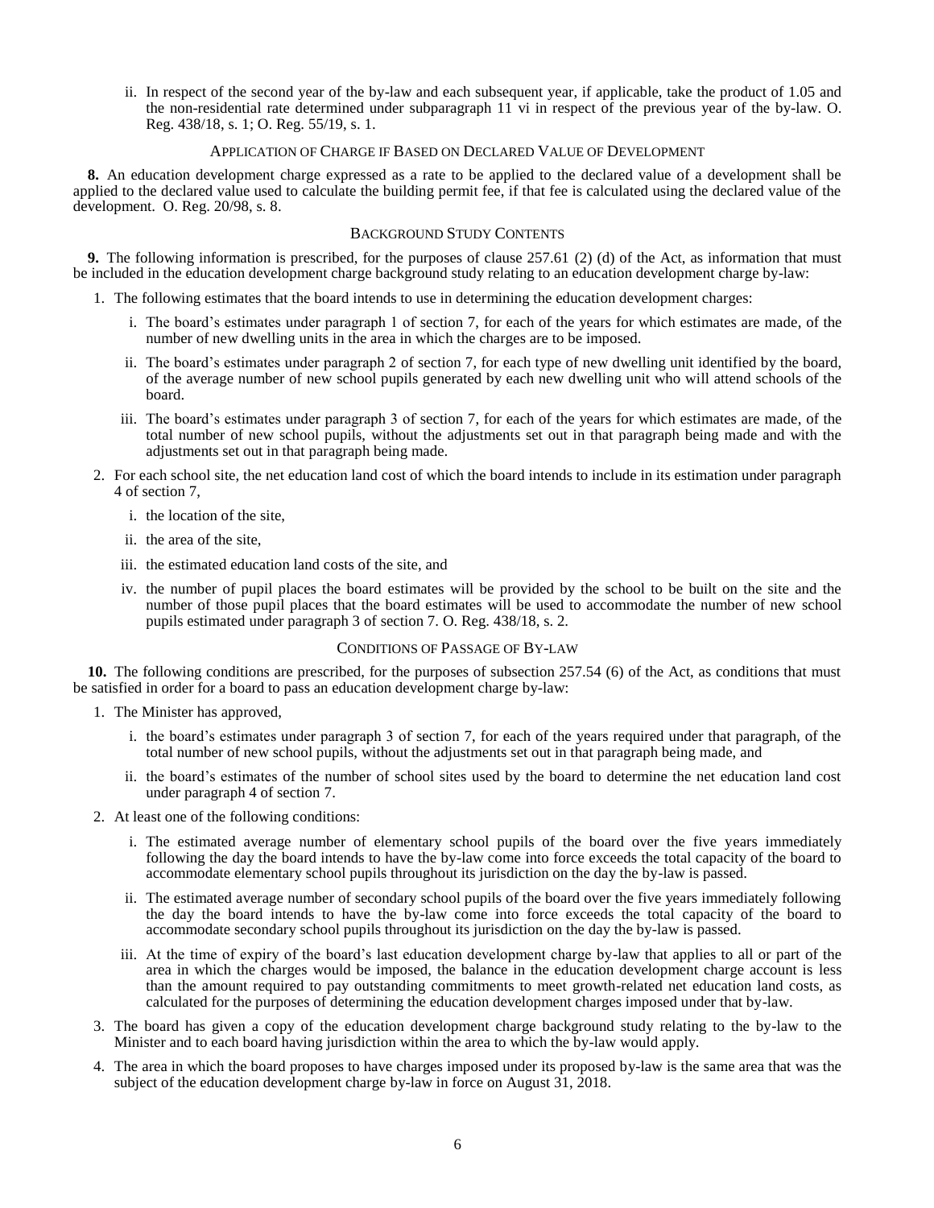ii. In respect of the second year of the by-law and each subsequent year, if applicable, take the product of 1.05 and the non-residential rate determined under subparagraph 11 vi in respect of the previous year of the by-law. O. Reg. 438/18, s. 1; O. Reg. 55/19, s. 1.

### Application of Charge if Based on Declared Value of Development

**8.** An education development charge expressed as a rate to be applied to the declared value of a development shall be applied to the declared value used to calculate the building permit fee, if that fee is calculated using the declared value of the development. O. Reg. 20/98, s. 8.

### Background Study Contents

**9.** The following information is prescribed, for the purposes of clause 257.61 (2) (d) of the Act, as information that must be included in the education development charge background study relating to an education development charge by-law:

1. The following estimates that the board intends to use in determining the education development charges:
   - i. The board's estimates under paragraph 1 of section 7, for each of the years for which estimates are made, of the number of new dwelling units in the area in which the charges are to be imposed.
   - ii. The board's estimates under paragraph 2 of section 7, for each type of new dwelling unit identified by the board, of the average number of new school pupils generated by each new dwelling unit who will attend schools of the board.
   - iii. The board's estimates under paragraph 3 of section 7, for each of the years for which estimates are made, of the total number of new school pupils, without the adjustments set out in that paragraph being made and with the adjustments set out in that paragraph being made.
2. For each school site, the net education land cost of which the board intends to include in its estimation under paragraph 4 of section 7,
   - i. the location of the site,
   - ii. the area of the site,
   - iii. the estimated education land costs of the site, and
   - iv. the number of pupil places the board estimates will be provided by the school to be built on the site and the number of those pupil places that the board estimates will be used to accommodate the number of new school pupils estimated under paragraph 3 of section 7. O. Reg. 438/18, s. 2.

### Conditions of Passage of By-law

**10.** The following conditions are prescribed, for the purposes of subsection 257.54 (6) of the Act, as conditions that must be satisfied in order for a board to pass an education development charge by-law:

1. The Minister has approved,
   - i. the board's estimates under paragraph 3 of section 7, for each of the years required under that paragraph, of the total number of new school pupils, without the adjustments set out in that paragraph being made, and
   - ii. the board's estimates of the number of school sites used by the board to determine the net education land cost under paragraph 4 of section 7.
2. At least one of the following conditions:
   - i. The estimated average number of elementary school pupils of the board over the five years immediately following the day the board intends to have the by-law come into force exceeds the total capacity of the board to accommodate elementary school pupils throughout its jurisdiction on the day the by-law is passed.
   - ii. The estimated average number of secondary school pupils of the board over the five years immediately following the day the board intends to have the by-law come into force exceeds the total capacity of the board to accommodate secondary school pupils throughout its jurisdiction on the day the by-law is passed.
   - iii. At the time of expiry of the board's last education development charge by-law that applies to all or part of the area in which the charges would be imposed, the balance in the education development charge account is less than the amount required to pay outstanding commitments to meet growth-related net education land costs, as calculated for the purposes of determining the education development charges imposed under that by-law.
3. The board has given a copy of the education development charge background study relating to the by-law to the Minister and to each board having jurisdiction within the area to which the by-law would apply.
4. The area in which the board proposes to have charges imposed under its proposed by-law is the same area that was the subject of the education development charge by-law in force on August 31, 2018.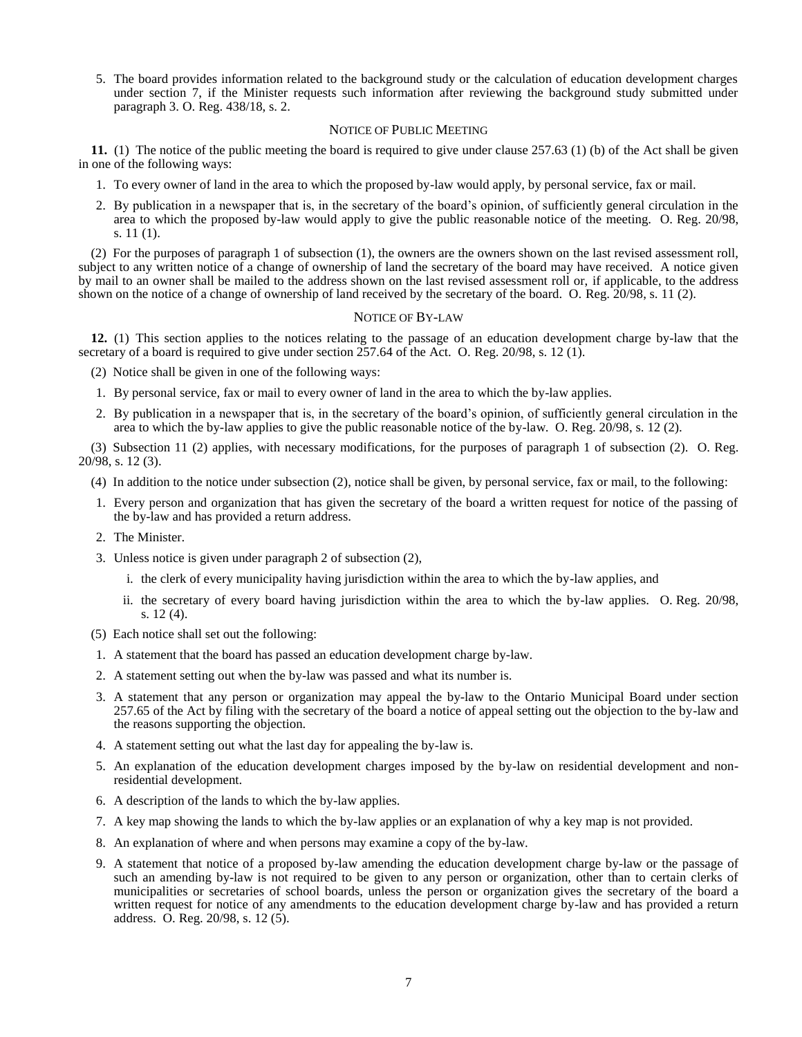5. The board provides information related to the background study or the calculation of education development charges under section 7, if the Minister requests such information after reviewing the background study submitted under paragraph 3. O. Reg. 438/18, s. 2.

### NOTICE OF PUBLIC MEETING

**11.** (1) The notice of the public meeting the board is required to give under clause 257.63 (1) (b) of the Act shall be given in one of the following ways:

1. To every owner of land in the area to which the proposed by-law would apply, by personal service, fax or mail.
2. By publication in a newspaper that is, in the secretary of the board's opinion, of sufficiently general circulation in the area to which the proposed by-law would apply to give the public reasonable notice of the meeting. O. Reg. 20/98, s. 11 (1).

(2) For the purposes of paragraph 1 of subsection (1), the owners are the owners shown on the last revised assessment roll, subject to any written notice of a change of ownership of land the secretary of the board may have received. A notice given by mail to an owner shall be mailed to the address shown on the last revised assessment roll or, if applicable, to the address shown on the notice of a change of ownership of land received by the secretary of the board. O. Reg. 20/98, s. 11 (2).

### NOTICE OF BY-LAW

**12.** (1) This section applies to the notices relating to the passage of an education development charge by-law that the secretary of a board is required to give under section 257.64 of the Act. O. Reg. 20/98, s. 12 (1).

(2) Notice shall be given in one of the following ways:

1. By personal service, fax or mail to every owner of land in the area to which the by-law applies.
2. By publication in a newspaper that is, in the secretary of the board's opinion, of sufficiently general circulation in the area to which the by-law applies to give the public reasonable notice of the by-law. O. Reg. 20/98, s. 12 (2).

(3) Subsection 11 (2) applies, with necessary modifications, for the purposes of paragraph 1 of subsection (2). O. Reg. 20/98, s. 12 (3).

(4) In addition to the notice under subsection (2), notice shall be given, by personal service, fax or mail, to the following:

1. Every person and organization that has given the secretary of the board a written request for notice of the passing of the by-law and has provided a return address.
2. The Minister.
3. Unless notice is given under paragraph 2 of subsection (2),
   i. the clerk of every municipality having jurisdiction within the area to which the by-law applies, and
   ii. the secretary of every board having jurisdiction within the area to which the by-law applies. O. Reg. 20/98, s. 12 (4).

(5) Each notice shall set out the following:

1. A statement that the board has passed an education development charge by-law.
2. A statement setting out when the by-law was passed and what its number is.
3. A statement that any person or organization may appeal the by-law to the Ontario Municipal Board under section 257.65 of the Act by filing with the secretary of the board a notice of appeal setting out the objection to the by-law and the reasons supporting the objection.
4. A statement setting out what the last day for appealing the by-law is.
5. An explanation of the education development charges imposed by the by-law on residential development and non-residential development.
6. A description of the lands to which the by-law applies.
7. A key map showing the lands to which the by-law applies or an explanation of why a key map is not provided.
8. An explanation of where and when persons may examine a copy of the by-law.
9. A statement that notice of a proposed by-law amending the education development charge by-law or the passage of such an amending by-law is not required to be given to any person or organization, other than to certain clerks of municipalities or secretaries of school boards, unless the person or organization gives the secretary of the board a written request for notice of any amendments to the education development charge by-law and has provided a return address. O. Reg. 20/98, s. 12 (5).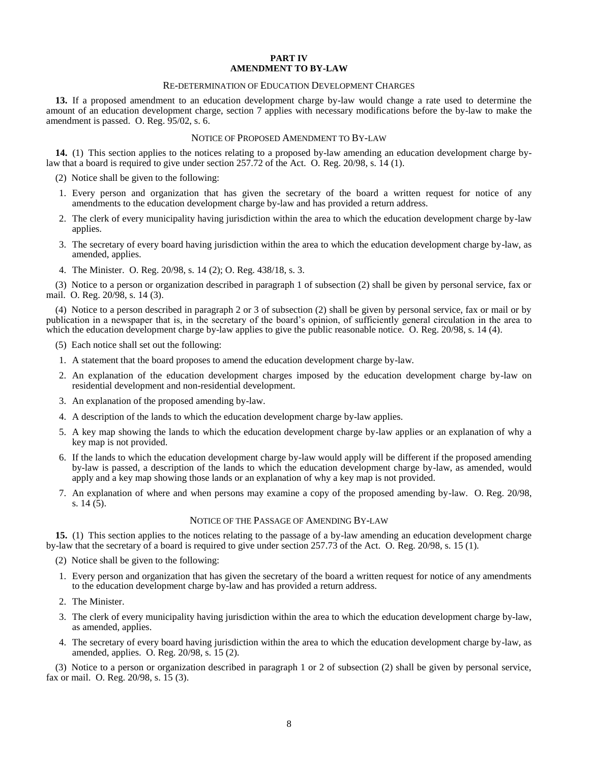## PART IV
## AMENDMENT TO BY-LAW

### RE-DETERMINATION OF EDUCATION DEVELOPMENT CHARGES

**13.** If a proposed amendment to an education development charge by-law would change a rate used to determine the amount of an education development charge, section 7 applies with necessary modifications before the by-law to make the amendment is passed. O. Reg. 95/02, s. 6.

### NOTICE OF PROPOSED AMENDMENT TO BY-LAW

**14.** (1) This section applies to the notices relating to a proposed by-law amending an education development charge by-law that a board is required to give under section 257.72 of the Act. O. Reg. 20/98, s. 14 (1).

(2) Notice shall be given to the following:

1. Every person and organization that has given the secretary of the board a written request for notice of any amendments to the education development charge by-law and has provided a return address.
2. The clerk of every municipality having jurisdiction within the area to which the education development charge by-law applies.
3. The secretary of every board having jurisdiction within the area to which the education development charge by-law, as amended, applies.
4. The Minister. O. Reg. 20/98, s. 14 (2); O. Reg. 438/18, s. 3.

(3) Notice to a person or organization described in paragraph 1 of subsection (2) shall be given by personal service, fax or mail. O. Reg. 20/98, s. 14 (3).

(4) Notice to a person described in paragraph 2 or 3 of subsection (2) shall be given by personal service, fax or mail or by publication in a newspaper that is, in the secretary of the board's opinion, of sufficiently general circulation in the area to which the education development charge by-law applies to give the public reasonable notice. O. Reg. 20/98, s. 14 (4).

(5) Each notice shall set out the following:

1. A statement that the board proposes to amend the education development charge by-law.
2. An explanation of the education development charges imposed by the education development charge by-law on residential development and non-residential development.
3. An explanation of the proposed amending by-law.
4. A description of the lands to which the education development charge by-law applies.
5. A key map showing the lands to which the education development charge by-law applies or an explanation of why a key map is not provided.
6. If the lands to which the education development charge by-law would apply will be different if the proposed amending by-law is passed, a description of the lands to which the education development charge by-law, as amended, would apply and a key map showing those lands or an explanation of why a key map is not provided.
7. An explanation of where and when persons may examine a copy of the proposed amending by-law. O. Reg. 20/98, s. 14 (5).

### NOTICE OF THE PASSAGE OF AMENDING BY-LAW

**15.** (1) This section applies to the notices relating to the passage of a by-law amending an education development charge by-law that the secretary of a board is required to give under section 257.73 of the Act. O. Reg. 20/98, s. 15 (1).

(2) Notice shall be given to the following:

1. Every person and organization that has given the secretary of the board a written request for notice of any amendments to the education development charge by-law and has provided a return address.
2. The Minister.
3. The clerk of every municipality having jurisdiction within the area to which the education development charge by-law, as amended, applies.
4. The secretary of every board having jurisdiction within the area to which the education development charge by-law, as amended, applies. O. Reg. 20/98, s. 15 (2).

(3) Notice to a person or organization described in paragraph 1 or 2 of subsection (2) shall be given by personal service, fax or mail. O. Reg. 20/98, s. 15 (3).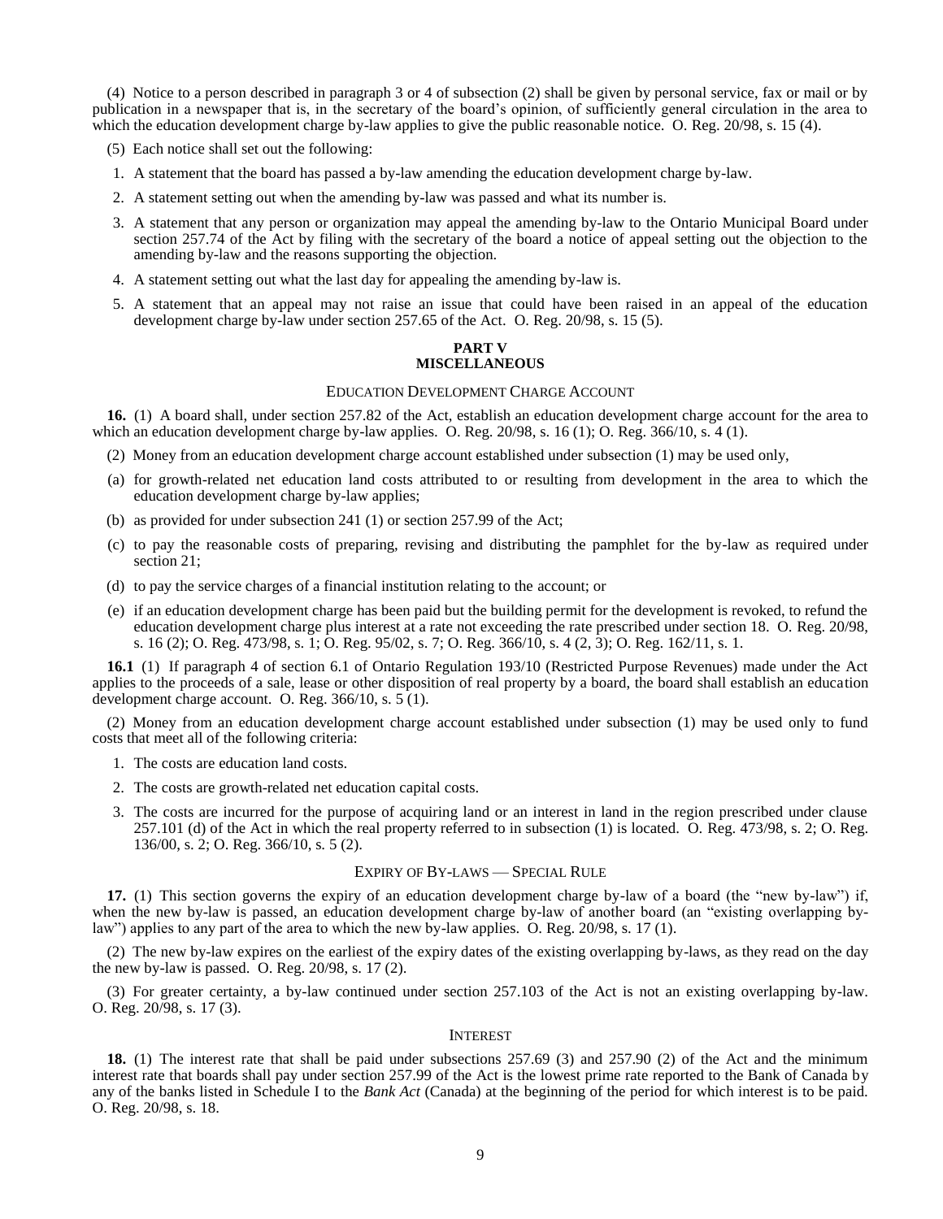(4) Notice to a person described in paragraph 3 or 4 of subsection (2) shall be given by personal service, fax or mail or by publication in a newspaper that is, in the secretary of the board's opinion, of sufficiently general circulation in the area to which the education development charge by-law applies to give the public reasonable notice. O. Reg. 20/98, s. 15 (4).

(5) Each notice shall set out the following:

1. A statement that the board has passed a by-law amending the education development charge by-law.
2. A statement setting out when the amending by-law was passed and what its number is.
3. A statement that any person or organization may appeal the amending by-law to the Ontario Municipal Board under section 257.74 of the Act by filing with the secretary of the board a notice of appeal setting out the objection to the amending by-law and the reasons supporting the objection.
4. A statement setting out what the last day for appealing the amending by-law is.
5. A statement that an appeal may not raise an issue that could have been raised in an appeal of the education development charge by-law under section 257.65 of the Act. O. Reg. 20/98, s. 15 (5).

## PART V
## MISCELLANEOUS

### EDUCATION DEVELOPMENT CHARGE ACCOUNT

**16.** (1) A board shall, under section 257.82 of the Act, establish an education development charge account for the area to which an education development charge by-law applies. O. Reg. 20/98, s. 16 (1); O. Reg. 366/10, s. 4 (1).

(2) Money from an education development charge account established under subsection (1) may be used only,

(a) for growth-related net education land costs attributed to or resulting from development in the area to which the education development charge by-law applies;

(b) as provided for under subsection 241 (1) or section 257.99 of the Act;

(c) to pay the reasonable costs of preparing, revising and distributing the pamphlet for the by-law as required under section 21;

(d) to pay the service charges of a financial institution relating to the account; or

(e) if an education development charge has been paid but the building permit for the development is revoked, to refund the education development charge plus interest at a rate not exceeding the rate prescribed under section 18. O. Reg. 20/98, s. 16 (2); O. Reg. 473/98, s. 1; O. Reg. 95/02, s. 7; O. Reg. 366/10, s. 4 (2, 3); O. Reg. 162/11, s. 1.

**16.1** (1) If paragraph 4 of section 6.1 of Ontario Regulation 193/10 (Restricted Purpose Revenues) made under the Act applies to the proceeds of a sale, lease or other disposition of real property by a board, the board shall establish an education development charge account. O. Reg. 366/10, s. 5 (1).

(2) Money from an education development charge account established under subsection (1) may be used only to fund costs that meet all of the following criteria:

1. The costs are education land costs.
2. The costs are growth-related net education capital costs.
3. The costs are incurred for the purpose of acquiring land or an interest in land in the region prescribed under clause 257.101 (d) of the Act in which the real property referred to in subsection (1) is located. O. Reg. 473/98, s. 2; O. Reg. 136/00, s. 2; O. Reg. 366/10, s. 5 (2).

### EXPIRY OF BY-LAWS — SPECIAL RULE

**17.** (1) This section governs the expiry of an education development charge by-law of a board (the "new by-law") if, when the new by-law is passed, an education development charge by-law of another board (an "existing overlapping by-law") applies to any part of the area to which the new by-law applies. O. Reg. 20/98, s. 17 (1).

(2) The new by-law expires on the earliest of the expiry dates of the existing overlapping by-laws, as they read on the day the new by-law is passed. O. Reg. 20/98, s. 17 (2).

(3) For greater certainty, a by-law continued under section 257.103 of the Act is not an existing overlapping by-law. O. Reg. 20/98, s. 17 (3).

### INTEREST

**18.** (1) The interest rate that shall be paid under subsections 257.69 (3) and 257.90 (2) of the Act and the minimum interest rate that boards shall pay under section 257.99 of the Act is the lowest prime rate reported to the Bank of Canada by any of the banks listed in Schedule I to the *Bank Act* (Canada) at the beginning of the period for which interest is to be paid. O. Reg. 20/98, s. 18.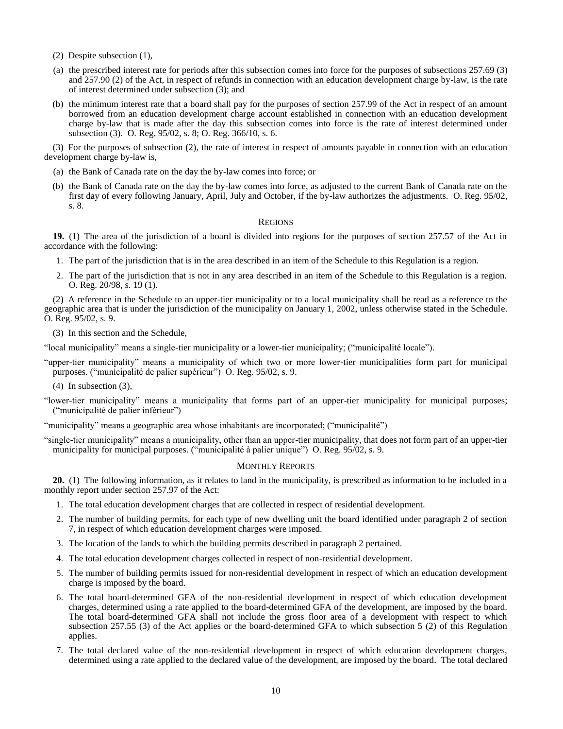(2) Despite subsection (1),

(a) the prescribed interest rate for periods after this subsection comes into force for the purposes of subsections 257.69 (3) and 257.90 (2) of the Act, in respect of refunds in connection with an education development charge by-law, is the rate of interest determined under subsection (3); and

(b) the minimum interest rate that a board shall pay for the purposes of section 257.99 of the Act in respect of an amount borrowed from an education development charge account established in connection with an education development charge by-law that is made after the day this subsection comes into force is the rate of interest determined under subsection (3). O. Reg. 95/02, s. 8; O. Reg. 366/10, s. 6.

(3) For the purposes of subsection (2), the rate of interest in respect of amounts payable in connection with an education development charge by-law is,

(a) the Bank of Canada rate on the day the by-law comes into force; or

(b) the Bank of Canada rate on the day the by-law comes into force, as adjusted to the current Bank of Canada rate on the first day of every following January, April, July and October, if the by-law authorizes the adjustments. O. Reg. 95/02, s. 8.

### REGIONS

**19.** (1) The area of the jurisdiction of a board is divided into regions for the purposes of section 257.57 of the Act in accordance with the following:

1. The part of the jurisdiction that is in the area described in an item of the Schedule to this Regulation is a region.
2. The part of the jurisdiction that is not in any area described in an item of the Schedule to this Regulation is a region. O. Reg. 20/98, s. 19 (1).

(2) A reference in the Schedule to an upper-tier municipality or to a local municipality shall be read as a reference to the geographic area that is under the jurisdiction of the municipality on January 1, 2002, unless otherwise stated in the Schedule. O. Reg. 95/02, s. 9.

(3) In this section and the Schedule,

"local municipality" means a single-tier municipality or a lower-tier municipality; ("municipalité locale").

"upper-tier municipality" means a municipality of which two or more lower-tier municipalities form part for municipal purposes. ("municipalité de palier supérieur") O. Reg. 95/02, s. 9.

(4) In subsection (3),

"lower-tier municipality" means a municipality that forms part of an upper-tier municipality for municipal purposes; ("municipalité de palier inférieur")

"municipality" means a geographic area whose inhabitants are incorporated; ("municipalité")

"single-tier municipality" means a municipality, other than an upper-tier municipality, that does not form part of an upper-tier municipality for municipal purposes. ("municipalité à palier unique") O. Reg. 95/02, s. 9.

### MONTHLY REPORTS

**20.** (1) The following information, as it relates to land in the municipality, is prescribed as information to be included in a monthly report under section 257.97 of the Act:

1. The total education development charges that are collected in respect of residential development.
2. The number of building permits, for each type of new dwelling unit the board identified under paragraph 2 of section 7, in respect of which education development charges were imposed.
3. The location of the lands to which the building permits described in paragraph 2 pertained.
4. The total education development charges collected in respect of non-residential development.
5. The number of building permits issued for non-residential development in respect of which an education development charge is imposed by the board.
6. The total board-determined GFA of the non-residential development in respect of which education development charges, determined using a rate applied to the board-determined GFA of the development, are imposed by the board. The total board-determined GFA shall not include the gross floor area of a development with respect to which subsection 257.55 (3) of the Act applies or the board-determined GFA to which subsection 5 (2) of this Regulation applies.
7. The total declared value of the non-residential development in respect of which education development charges, determined using a rate applied to the declared value of the development, are imposed by the board. The total declared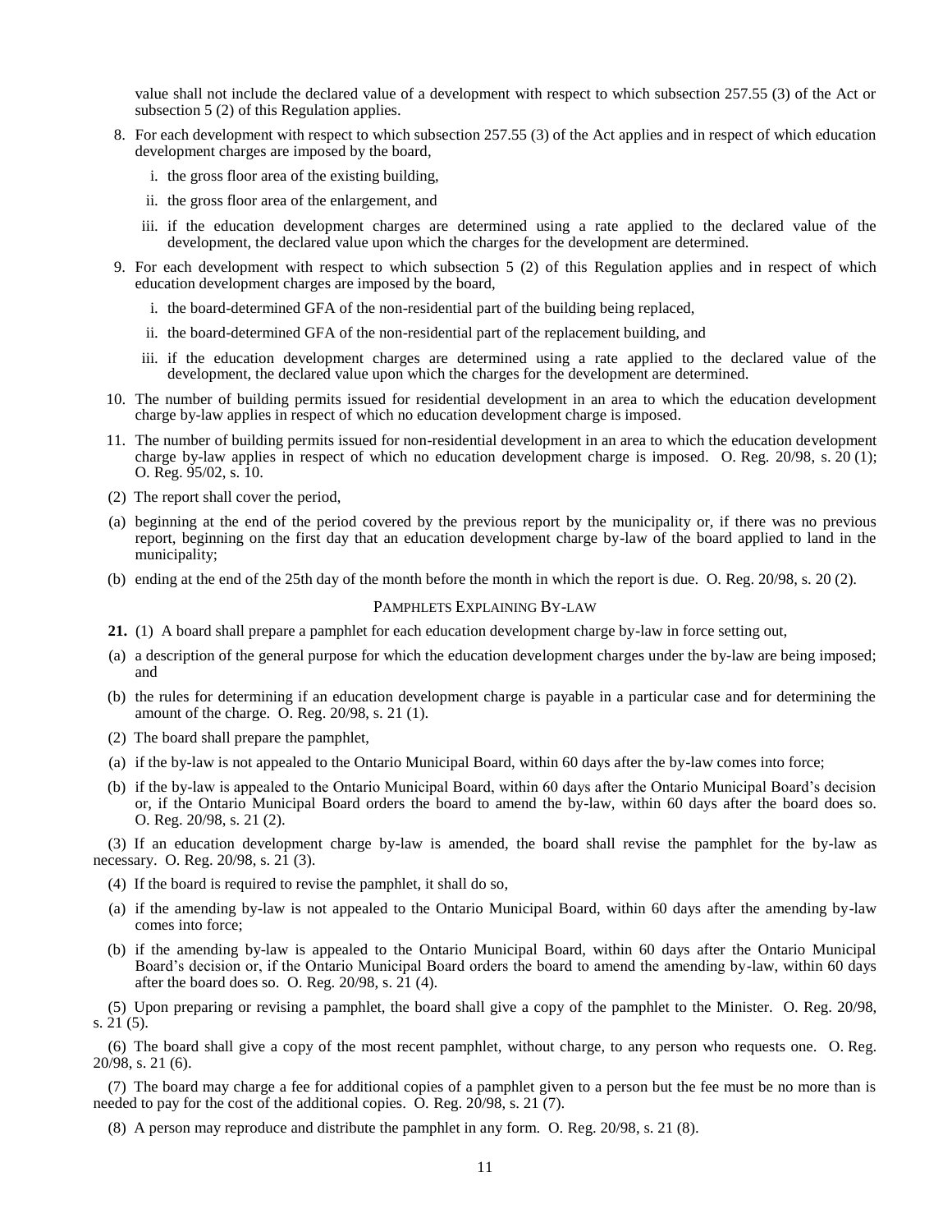value shall not include the declared value of a development with respect to which subsection 257.55 (3) of the Act or subsection 5 (2) of this Regulation applies.

8. For each development with respect to which subsection 257.55 (3) of the Act applies and in respect of which education development charges are imposed by the board,
   i. the gross floor area of the existing building,
   ii. the gross floor area of the enlargement, and
   iii. if the education development charges are determined using a rate applied to the declared value of the development, the declared value upon which the charges for the development are determined.
9. For each development with respect to which subsection 5 (2) of this Regulation applies and in respect of which education development charges are imposed by the board,
   i. the board-determined GFA of the non-residential part of the building being replaced,
   ii. the board-determined GFA of the non-residential part of the replacement building, and
   iii. if the education development charges are determined using a rate applied to the declared value of the development, the declared value upon which the charges for the development are determined.
10. The number of building permits issued for residential development in an area to which the education development charge by-law applies in respect of which no education development charge is imposed.
11. The number of building permits issued for non-residential development in an area to which the education development charge by-law applies in respect of which no education development charge is imposed. O. Reg. 20/98, s. 20 (1); O. Reg. 95/02, s. 10.

(2) The report shall cover the period,

(a) beginning at the end of the period covered by the previous report by the municipality or, if there was no previous report, beginning on the first day that an education development charge by-law of the board applied to land in the municipality;

(b) ending at the end of the 25th day of the month before the month in which the report is due. O. Reg. 20/98, s. 20 (2).

PAMPHLETS EXPLAINING BY-LAW

**21.** (1) A board shall prepare a pamphlet for each education development charge by-law in force setting out,

(a) a description of the general purpose for which the education development charges under the by-law are being imposed; and

(b) the rules for determining if an education development charge is payable in a particular case and for determining the amount of the charge. O. Reg. 20/98, s. 21 (1).

(2) The board shall prepare the pamphlet,

(a) if the by-law is not appealed to the Ontario Municipal Board, within 60 days after the by-law comes into force;

(b) if the by-law is appealed to the Ontario Municipal Board, within 60 days after the Ontario Municipal Board's decision or, if the Ontario Municipal Board orders the board to amend the by-law, within 60 days after the board does so. O. Reg. 20/98, s. 21 (2).

(3) If an education development charge by-law is amended, the board shall revise the pamphlet for the by-law as necessary. O. Reg. 20/98, s. 21 (3).

(4) If the board is required to revise the pamphlet, it shall do so,

(a) if the amending by-law is not appealed to the Ontario Municipal Board, within 60 days after the amending by-law comes into force;

(b) if the amending by-law is appealed to the Ontario Municipal Board, within 60 days after the Ontario Municipal Board's decision or, if the Ontario Municipal Board orders the board to amend the amending by-law, within 60 days after the board does so. O. Reg. 20/98, s. 21 (4).

(5) Upon preparing or revising a pamphlet, the board shall give a copy of the pamphlet to the Minister. O. Reg. 20/98, s. 21 (5).

(6) The board shall give a copy of the most recent pamphlet, without charge, to any person who requests one. O. Reg. 20/98, s. 21 (6).

(7) The board may charge a fee for additional copies of a pamphlet given to a person but the fee must be no more than is needed to pay for the cost of the additional copies. O. Reg. 20/98, s. 21 (7).

(8) A person may reproduce and distribute the pamphlet in any form. O. Reg. 20/98, s. 21 (8).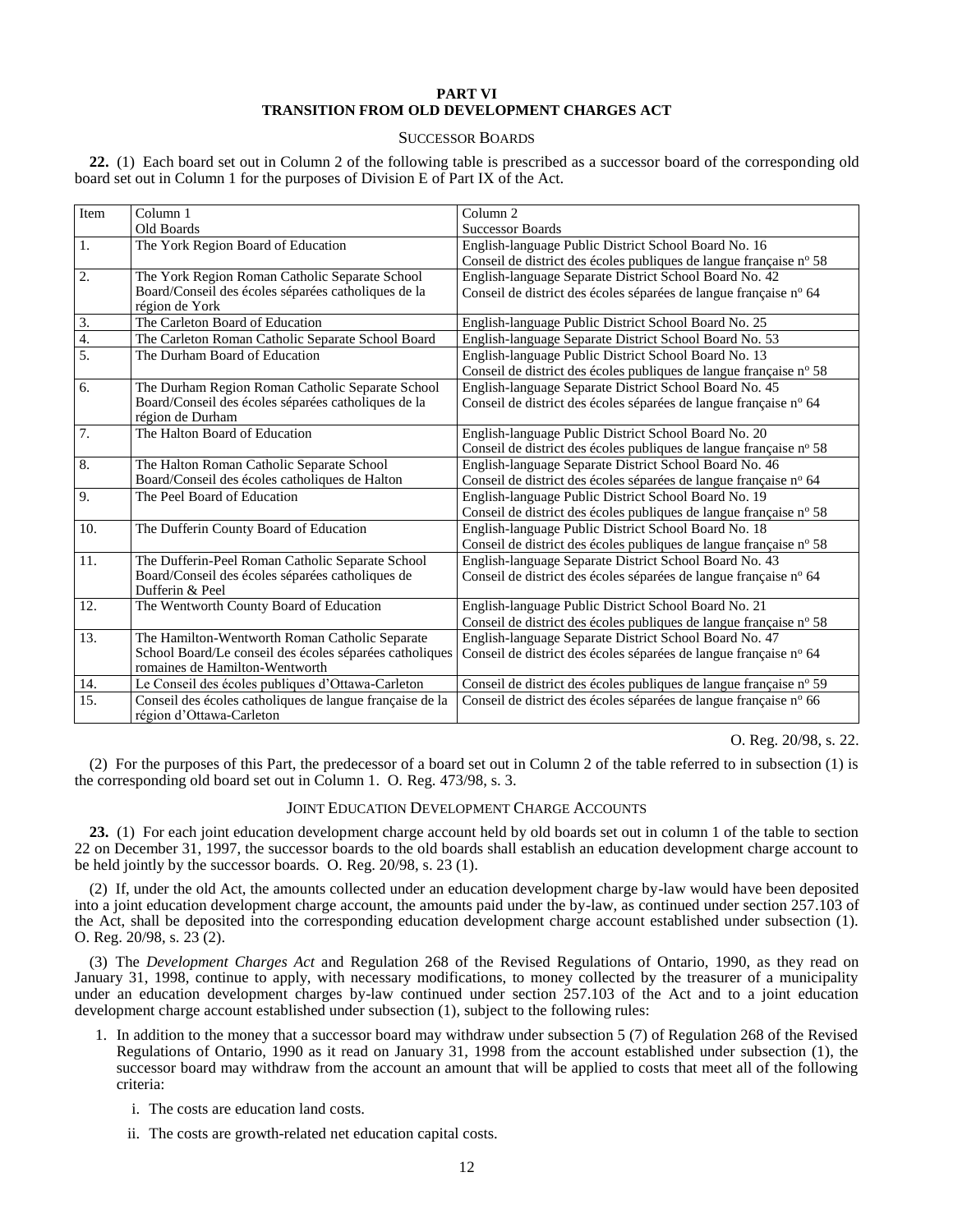## PART VI
## TRANSITION FROM OLD DEVELOPMENT CHARGES ACT

### SUCCESSOR BOARDS

**22.** (1) Each board set out in Column 2 of the following table is prescribed as a successor board of the corresponding old board set out in Column 1 for the purposes of Division E of Part IX of the Act.

| Item | Column 1<br>Old Boards | Column 2<br>Successor Boards |
|---|---|---|
| 1. | The York Region Board of Education | English-language Public District School Board No. 16<br>Conseil de district des écoles publiques de langue française nº 58 |
| 2. | The York Region Roman Catholic Separate School Board/Conseil des écoles séparées catholiques de la région de York | English-language Separate District School Board No. 42<br>Conseil de district des écoles séparées de langue française nº 64 |
| 3. | The Carleton Board of Education | English-language Public District School Board No. 25 |
| 4. | The Carleton Roman Catholic Separate School Board | English-language Separate District School Board No. 53 |
| 5. | The Durham Board of Education | English-language Public District School Board No. 13<br>Conseil de district des écoles publiques de langue française nº 58 |
| 6. | The Durham Region Roman Catholic Separate School Board/Conseil des écoles séparées catholiques de la région de Durham | English-language Separate District School Board No. 45<br>Conseil de district des écoles séparées de langue française nº 64 |
| 7. | The Halton Board of Education | English-language Public District School Board No. 20<br>Conseil de district des écoles publiques de langue française nº 58 |
| 8. | The Halton Roman Catholic Separate School Board/Conseil des écoles catholiques de Halton | English-language Separate District School Board No. 46<br>Conseil de district des écoles séparées de langue française nº 64 |
| 9. | The Peel Board of Education | English-language Public District School Board No. 19<br>Conseil de district des écoles publiques de langue française nº 58 |
| 10. | The Dufferin County Board of Education | English-language Public District School Board No. 18<br>Conseil de district des écoles publiques de langue française nº 58 |
| 11. | The Dufferin-Peel Roman Catholic Separate School Board/Conseil des écoles séparées catholiques de Dufferin & Peel | English-language Separate District School Board No. 43<br>Conseil de district des écoles séparées de langue française nº 64 |
| 12. | The Wentworth County Board of Education | English-language Public District School Board No. 21<br>Conseil de district des écoles publiques de langue française nº 58 |
| 13. | The Hamilton-Wentworth Roman Catholic Separate School Board/Le conseil des écoles séparées catholiques romaines de Hamilton-Wentworth | English-language Separate District School Board No. 47<br>Conseil de district des écoles séparées de langue française nº 64 |
| 14. | Le Conseil des écoles publiques d'Ottawa-Carleton | Conseil de district des écoles publiques de langue française nº 59 |
| 15. | Conseil des écoles catholiques de langue française de la région d'Ottawa-Carleton | Conseil de district des écoles séparées de langue française nº 66 |

O. Reg. 20/98, s. 22.

(2) For the purposes of this Part, the predecessor of a board set out in Column 2 of the table referred to in subsection (1) is the corresponding old board set out in Column 1. O. Reg. 473/98, s. 3.

### JOINT EDUCATION DEVELOPMENT CHARGE ACCOUNTS

**23.** (1) For each joint education development charge account held by old boards set out in column 1 of the table to section 22 on December 31, 1997, the successor boards to the old boards shall establish an education development charge account to be held jointly by the successor boards. O. Reg. 20/98, s. 23 (1).

(2) If, under the old Act, the amounts collected under an education development charge by-law would have been deposited into a joint education development charge account, the amounts paid under the by-law, as continued under section 257.103 of the Act, shall be deposited into the corresponding education development charge account established under subsection (1). O. Reg. 20/98, s. 23 (2).

(3) The *Development Charges Act* and Regulation 268 of the Revised Regulations of Ontario, 1990, as they read on January 31, 1998, continue to apply, with necessary modifications, to money collected by the treasurer of a municipality under an education development charges by-law continued under section 257.103 of the Act and to a joint education development charge account established under subsection (1), subject to the following rules:

1. In addition to the money that a successor board may withdraw under subsection 5 (7) of Regulation 268 of the Revised Regulations of Ontario, 1990 as it read on January 31, 1998 from the account established under subsection (1), the successor board may withdraw from the account an amount that will be applied to costs that meet all of the following criteria:

   i. The costs are education land costs.

   ii. The costs are growth-related net education capital costs.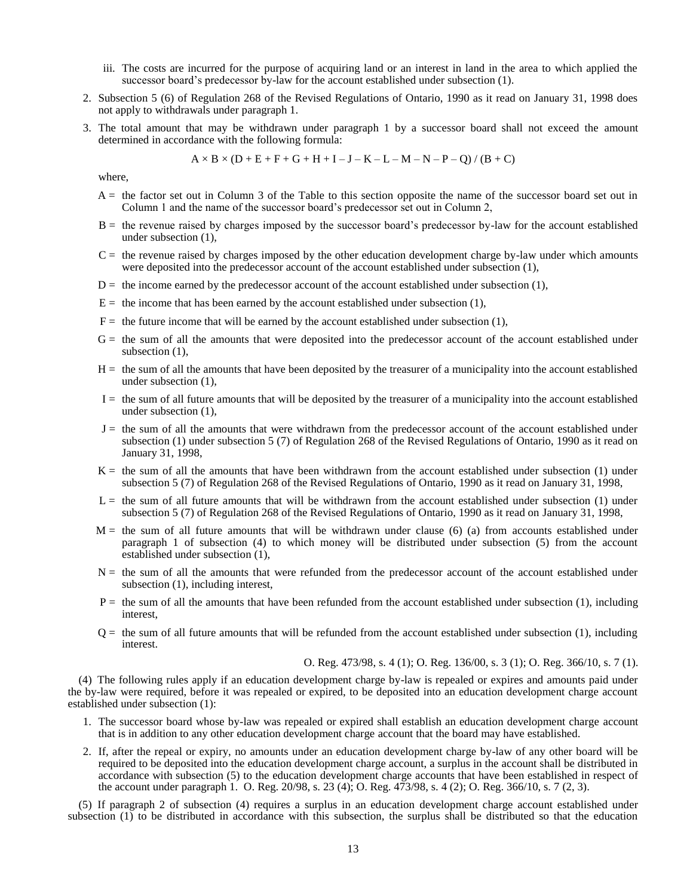iii. The costs are incurred for the purpose of acquiring land or an interest in land in the area to which applied the successor board's predecessor by-law for the account established under subsection (1).

2. Subsection 5 (6) of Regulation 268 of the Revised Regulations of Ontario, 1990 as it read on January 31, 1998 does not apply to withdrawals under paragraph 1.

3. The total amount that may be withdrawn under paragraph 1 by a successor board shall not exceed the amount determined in accordance with the following formula:

$$A \times B \times (D + E + F + G + H + I - J - K - L - M - N - P - Q) / (B + C)$$

where,

A = the factor set out in Column 3 of the Table to this section opposite the name of the successor board set out in Column 1 and the name of the successor board's predecessor set out in Column 2,

B = the revenue raised by charges imposed by the successor board's predecessor by-law for the account established under subsection (1),

C = the revenue raised by charges imposed by the other education development charge by-law under which amounts were deposited into the predecessor account of the account established under subsection (1),

D = the income earned by the predecessor account of the account established under subsection (1),

E = the income that has been earned by the account established under subsection (1),

F = the future income that will be earned by the account established under subsection (1),

G = the sum of all the amounts that were deposited into the predecessor account of the account established under subsection (1),

H = the sum of all the amounts that have been deposited by the treasurer of a municipality into the account established under subsection (1),

I = the sum of all future amounts that will be deposited by the treasurer of a municipality into the account established under subsection (1),

J = the sum of all the amounts that were withdrawn from the predecessor account of the account established under subsection (1) under subsection 5 (7) of Regulation 268 of the Revised Regulations of Ontario, 1990 as it read on January 31, 1998,

K = the sum of all the amounts that have been withdrawn from the account established under subsection (1) under subsection 5 (7) of Regulation 268 of the Revised Regulations of Ontario, 1990 as it read on January 31, 1998,

L = the sum of all future amounts that will be withdrawn from the account established under subsection (1) under subsection 5 (7) of Regulation 268 of the Revised Regulations of Ontario, 1990 as it read on January 31, 1998,

M = the sum of all future amounts that will be withdrawn under clause (6) (a) from accounts established under paragraph 1 of subsection (4) to which money will be distributed under subsection (5) from the account established under subsection (1),

N = the sum of all the amounts that were refunded from the predecessor account of the account established under subsection (1), including interest,

P = the sum of all the amounts that have been refunded from the account established under subsection (1), including interest,

Q = the sum of all future amounts that will be refunded from the account established under subsection (1), including interest.

O. Reg. 473/98, s. 4 (1); O. Reg. 136/00, s. 3 (1); O. Reg. 366/10, s. 7 (1).

(4) The following rules apply if an education development charge by-law is repealed or expires and amounts paid under the by-law were required, before it was repealed or expired, to be deposited into an education development charge account established under subsection (1):

1. The successor board whose by-law was repealed or expired shall establish an education development charge account that is in addition to any other education development charge account that the board may have established.

2. If, after the repeal or expiry, no amounts under an education development charge by-law of any other board will be required to be deposited into the education development charge account, a surplus in the account shall be distributed in accordance with subsection (5) to the education development charge accounts that have been established in respect of the account under paragraph 1. O. Reg. 20/98, s. 23 (4); O. Reg. 473/98, s. 4 (2); O. Reg. 366/10, s. 7 (2, 3).

(5) If paragraph 2 of subsection (4) requires a surplus in an education development charge account established under subsection (1) to be distributed in accordance with this subsection, the surplus shall be distributed so that the education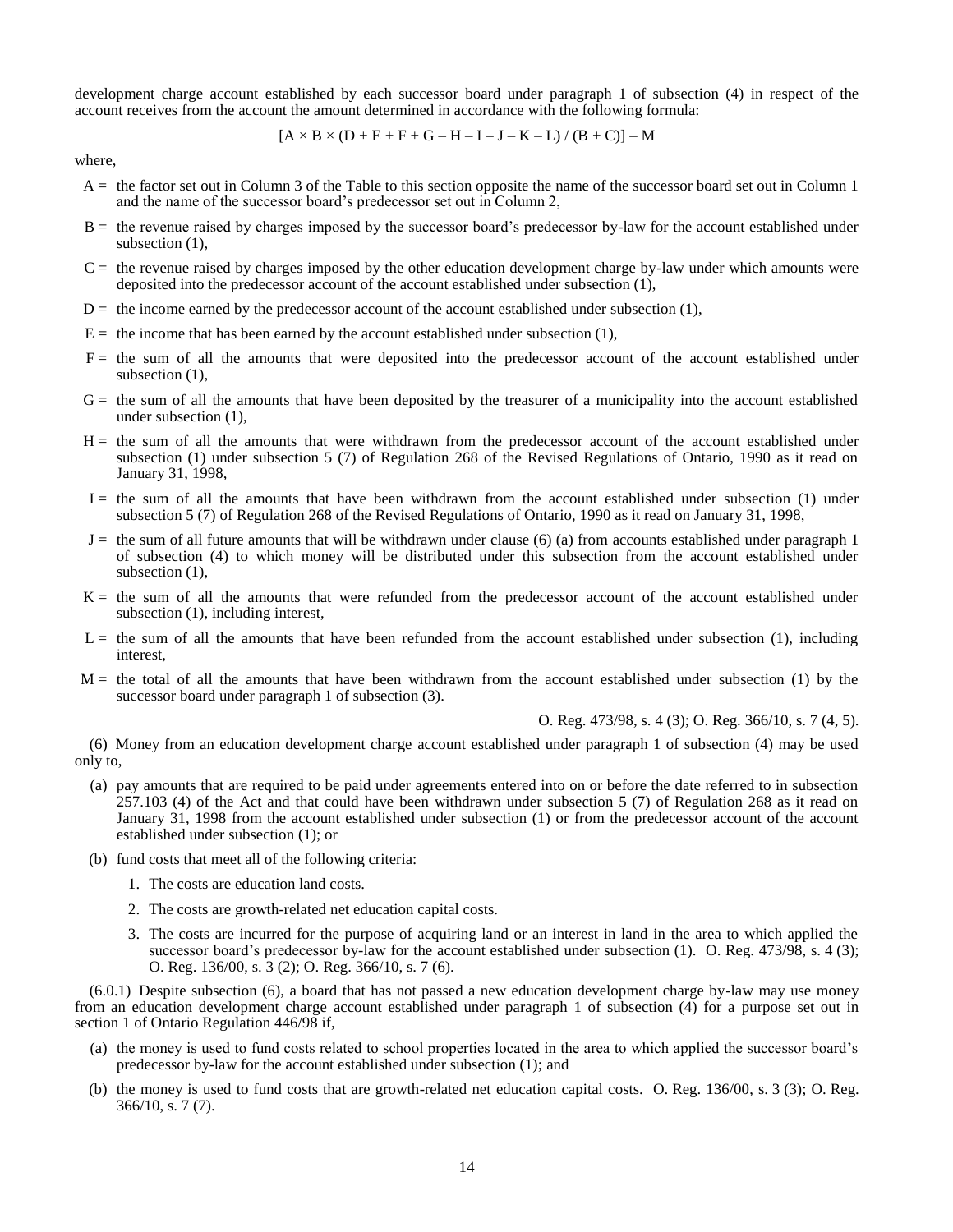development charge account established by each successor board under paragraph 1 of subsection (4) in respect of the account receives from the account the amount determined in accordance with the following formula:

$$[A \times B \times (D + E + F + G - H - I - J - K - L) / (B + C)] - M$$

where,

- A = the factor set out in Column 3 of the Table to this section opposite the name of the successor board set out in Column 1 and the name of the successor board's predecessor set out in Column 2,
- B = the revenue raised by charges imposed by the successor board's predecessor by-law for the account established under subsection (1),
- C = the revenue raised by charges imposed by the other education development charge by-law under which amounts were deposited into the predecessor account of the account established under subsection (1),
- D = the income earned by the predecessor account of the account established under subsection (1),
- E = the income that has been earned by the account established under subsection (1),
- F = the sum of all the amounts that were deposited into the predecessor account of the account established under subsection (1),
- G = the sum of all the amounts that have been deposited by the treasurer of a municipality into the account established under subsection (1),
- H = the sum of all the amounts that were withdrawn from the predecessor account of the account established under subsection (1) under subsection 5 (7) of Regulation 268 of the Revised Regulations of Ontario, 1990 as it read on January 31, 1998,
- I = the sum of all the amounts that have been withdrawn from the account established under subsection (1) under subsection 5 (7) of Regulation 268 of the Revised Regulations of Ontario, 1990 as it read on January 31, 1998,
- J = the sum of all future amounts that will be withdrawn under clause (6) (a) from accounts established under paragraph 1 of subsection (4) to which money will be distributed under this subsection from the account established under subsection (1),
- K = the sum of all the amounts that were refunded from the predecessor account of the account established under subsection (1), including interest,
- L = the sum of all the amounts that have been refunded from the account established under subsection (1), including interest,
- M = the total of all the amounts that have been withdrawn from the account established under subsection (1) by the successor board under paragraph 1 of subsection (3).

O. Reg. 473/98, s. 4 (3); O. Reg. 366/10, s. 7 (4, 5).

(6) Money from an education development charge account established under paragraph 1 of subsection (4) may be used only to,

- (a) pay amounts that are required to be paid under agreements entered into on or before the date referred to in subsection 257.103 (4) of the Act and that could have been withdrawn under subsection 5 (7) of Regulation 268 as it read on January 31, 1998 from the account established under subsection (1) or from the predecessor account of the account established under subsection (1); or
- (b) fund costs that meet all of the following criteria:
  1. The costs are education land costs.
  2. The costs are growth-related net education capital costs.
  3. The costs are incurred for the purpose of acquiring land or an interest in land in the area to which applied the successor board's predecessor by-law for the account established under subsection (1). O. Reg. 473/98, s. 4 (3); O. Reg. 136/00, s. 3 (2); O. Reg. 366/10, s. 7 (6).

(6.0.1) Despite subsection (6), a board that has not passed a new education development charge by-law may use money from an education development charge account established under paragraph 1 of subsection (4) for a purpose set out in section 1 of Ontario Regulation 446/98 if,

- (a) the money is used to fund costs related to school properties located in the area to which applied the successor board's predecessor by-law for the account established under subsection (1); and
- (b) the money is used to fund costs that are growth-related net education capital costs. O. Reg. 136/00, s. 3 (3); O. Reg. 366/10, s. 7 (7).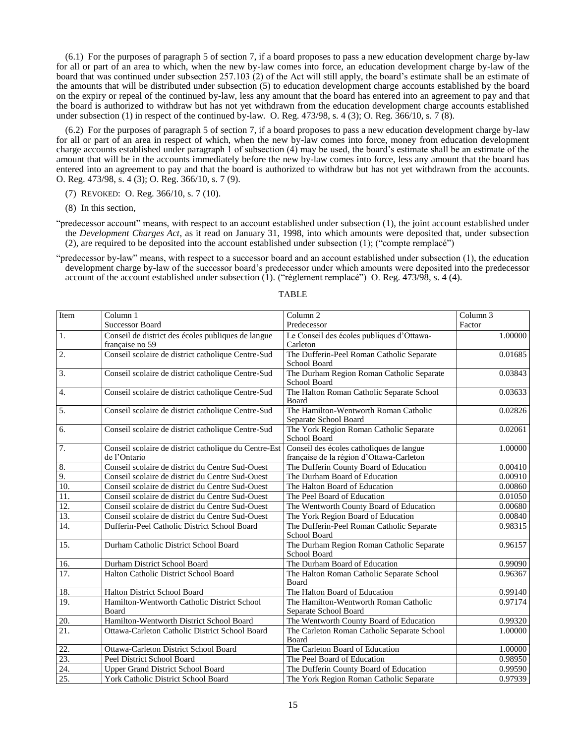(6.1) For the purposes of paragraph 5 of section 7, if a board proposes to pass a new education development charge by-law for all or part of an area to which, when the new by-law comes into force, an education development charge by-law of the board that was continued under subsection 257.103 (2) of the Act will still apply, the board's estimate shall be an estimate of the amounts that will be distributed under subsection (5) to education development charge accounts established by the board on the expiry or repeal of the continued by-law, less any amount that the board has entered into an agreement to pay and that the board is authorized to withdraw but has not yet withdrawn from the education development charge accounts established under subsection (1) in respect of the continued by-law. O. Reg. 473/98, s. 4 (3); O. Reg. 366/10, s. 7 (8).

(6.2) For the purposes of paragraph 5 of section 7, if a board proposes to pass a new education development charge by-law for all or part of an area in respect of which, when the new by-law comes into force, money from education development charge accounts established under paragraph 1 of subsection (4) may be used, the board's estimate shall be an estimate of the amount that will be in the accounts immediately before the new by-law comes into force, less any amount that the board has entered into an agreement to pay and that the board is authorized to withdraw but has not yet withdrawn from the accounts. O. Reg. 473/98, s. 4 (3); O. Reg. 366/10, s. 7 (9).

(7) REVOKED: O. Reg. 366/10, s. 7 (10).

(8) In this section,

"predecessor account" means, with respect to an account established under subsection (1), the joint account established under the *Development Charges Act*, as it read on January 31, 1998, into which amounts were deposited that, under subsection (2), are required to be deposited into the account established under subsection (1); ("compte remplacé")

"predecessor by-law" means, with respect to a successor board and an account established under subsection (1), the education development charge by-law of the successor board's predecessor under which amounts were deposited into the predecessor account of the account established under subsection (1). ("règlement remplacé") O. Reg. 473/98, s. 4 (4).

TABLE

| Item | Column 1<br>Successor Board | Column 2<br>Predecessor | Column 3<br>Factor |
|---|---|---|---|
| 1. | Conseil de district des écoles publiques de langue française no 59 | Le Conseil des écoles publiques d'Ottawa-Carleton | 1.00000 |
| 2. | Conseil scolaire de district catholique Centre-Sud | The Dufferin-Peel Roman Catholic Separate School Board | 0.01685 |
| 3. | Conseil scolaire de district catholique Centre-Sud | The Durham Region Roman Catholic Separate School Board | 0.03843 |
| 4. | Conseil scolaire de district catholique Centre-Sud | The Halton Roman Catholic Separate School Board | 0.03633 |
| 5. | Conseil scolaire de district catholique Centre-Sud | The Hamilton-Wentworth Roman Catholic Separate School Board | 0.02826 |
| 6. | Conseil scolaire de district catholique Centre-Sud | The York Region Roman Catholic Separate School Board | 0.02061 |
| 7. | Conseil scolaire de district catholique du Centre-Est de l'Ontario | Conseil des écoles catholiques de langue française de la région d'Ottawa-Carleton | 1.00000 |
| 8. | Conseil scolaire de district du Centre Sud-Ouest | The Dufferin County Board of Education | 0.00410 |
| 9. | Conseil scolaire de district du Centre Sud-Ouest | The Durham Board of Education | 0.00910 |
| 10. | Conseil scolaire de district du Centre Sud-Ouest | The Halton Board of Education | 0.00860 |
| 11. | Conseil scolaire de district du Centre Sud-Ouest | The Peel Board of Education | 0.01050 |
| 12. | Conseil scolaire de district du Centre Sud-Ouest | The Wentworth County Board of Education | 0.00680 |
| 13. | Conseil scolaire de district du Centre Sud-Ouest | The York Region Board of Education | 0.00840 |
| 14. | Dufferin-Peel Catholic District School Board | The Dufferin-Peel Roman Catholic Separate School Board | 0.98315 |
| 15. | Durham Catholic District School Board | The Durham Region Roman Catholic Separate School Board | 0.96157 |
| 16. | Durham District School Board | The Durham Board of Education | 0.99090 |
| 17. | Halton Catholic District School Board | The Halton Roman Catholic Separate School Board | 0.96367 |
| 18. | Halton District School Board | The Halton Board of Education | 0.99140 |
| 19. | Hamilton-Wentworth Catholic District School Board | The Hamilton-Wentworth Roman Catholic Separate School Board | 0.97174 |
| 20. | Hamilton-Wentworth District School Board | The Wentworth County Board of Education | 0.99320 |
| 21. | Ottawa-Carleton Catholic District School Board | The Carleton Roman Catholic Separate School Board | 1.00000 |
| 22. | Ottawa-Carleton District School Board | The Carleton Board of Education | 1.00000 |
| 23. | Peel District School Board | The Peel Board of Education | 0.98950 |
| 24. | Upper Grand District School Board | The Dufferin County Board of Education | 0.99590 |
| 25. | York Catholic District School Board | The York Region Roman Catholic Separate | 0.97939 |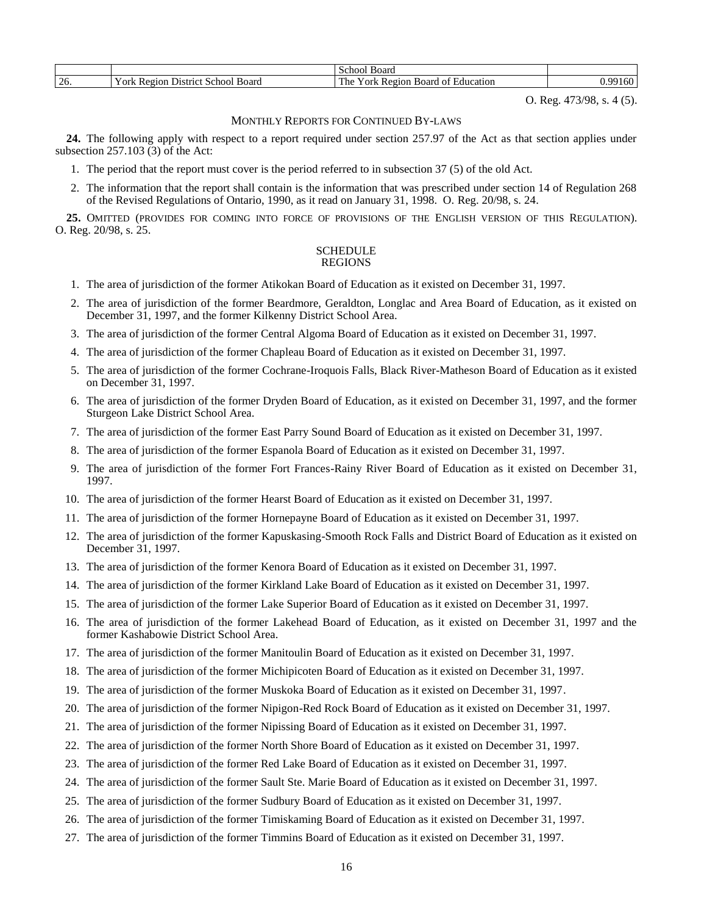| | | School Board | |
|---|---|---|---|
| 26. | York Region District School Board | The York Region Board of Education | 0.99160 |

O. Reg. 473/98, s. 4 (5).

### Monthly Reports for Continued By-laws

**24.** The following apply with respect to a report required under section 257.97 of the Act as that section applies under subsection 257.103 (3) of the Act:

1. The period that the report must cover is the period referred to in subsection 37 (5) of the old Act.
2. The information that the report shall contain is the information that was prescribed under section 14 of Regulation 268 of the Revised Regulations of Ontario, 1990, as it read on January 31, 1998. O. Reg. 20/98, s. 24.

**25.** Omitted (provides for coming into force of provisions of the English version of this Regulation). O. Reg. 20/98, s. 25.

## SCHEDULE
## REGIONS

1. The area of jurisdiction of the former Atikokan Board of Education as it existed on December 31, 1997.
2. The area of jurisdiction of the former Beardmore, Geraldton, Longlac and Area Board of Education, as it existed on December 31, 1997, and the former Kilkenny District School Area.
3. The area of jurisdiction of the former Central Algoma Board of Education as it existed on December 31, 1997.
4. The area of jurisdiction of the former Chapleau Board of Education as it existed on December 31, 1997.
5. The area of jurisdiction of the former Cochrane-Iroquois Falls, Black River-Matheson Board of Education as it existed on December 31, 1997.
6. The area of jurisdiction of the former Dryden Board of Education, as it existed on December 31, 1997, and the former Sturgeon Lake District School Area.
7. The area of jurisdiction of the former East Parry Sound Board of Education as it existed on December 31, 1997.
8. The area of jurisdiction of the former Espanola Board of Education as it existed on December 31, 1997.
9. The area of jurisdiction of the former Fort Frances-Rainy River Board of Education as it existed on December 31, 1997.
10. The area of jurisdiction of the former Hearst Board of Education as it existed on December 31, 1997.
11. The area of jurisdiction of the former Hornepayne Board of Education as it existed on December 31, 1997.
12. The area of jurisdiction of the former Kapuskasing-Smooth Rock Falls and District Board of Education as it existed on December 31, 1997.
13. The area of jurisdiction of the former Kenora Board of Education as it existed on December 31, 1997.
14. The area of jurisdiction of the former Kirkland Lake Board of Education as it existed on December 31, 1997.
15. The area of jurisdiction of the former Lake Superior Board of Education as it existed on December 31, 1997.
16. The area of jurisdiction of the former Lakehead Board of Education, as it existed on December 31, 1997 and the former Kashabowie District School Area.
17. The area of jurisdiction of the former Manitoulin Board of Education as it existed on December 31, 1997.
18. The area of jurisdiction of the former Michipicoten Board of Education as it existed on December 31, 1997.
19. The area of jurisdiction of the former Muskoka Board of Education as it existed on December 31, 1997.
20. The area of jurisdiction of the former Nipigon-Red Rock Board of Education as it existed on December 31, 1997.
21. The area of jurisdiction of the former Nipissing Board of Education as it existed on December 31, 1997.
22. The area of jurisdiction of the former North Shore Board of Education as it existed on December 31, 1997.
23. The area of jurisdiction of the former Red Lake Board of Education as it existed on December 31, 1997.
24. The area of jurisdiction of the former Sault Ste. Marie Board of Education as it existed on December 31, 1997.
25. The area of jurisdiction of the former Sudbury Board of Education as it existed on December 31, 1997.
26. The area of jurisdiction of the former Timiskaming Board of Education as it existed on December 31, 1997.
27. The area of jurisdiction of the former Timmins Board of Education as it existed on December 31, 1997.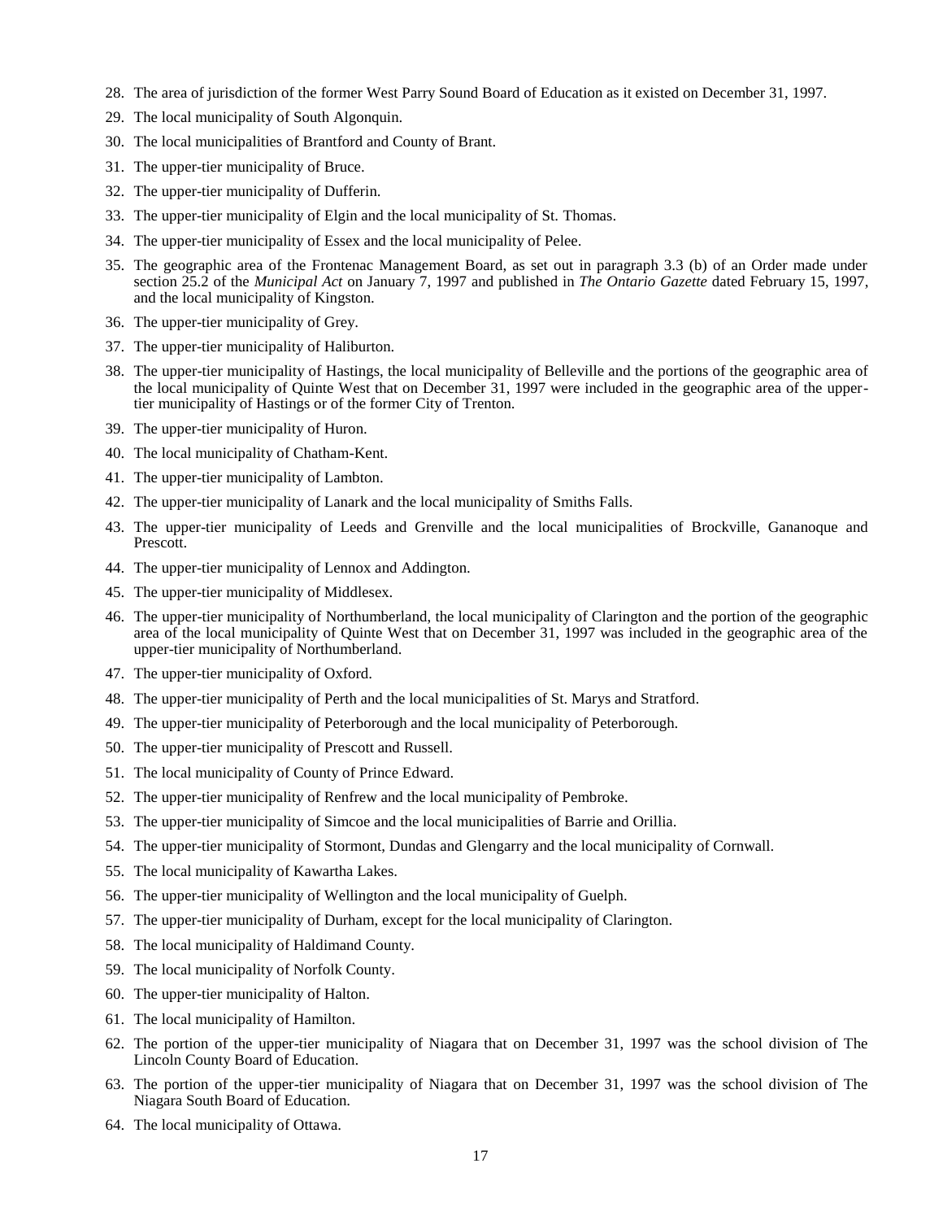28. The area of jurisdiction of the former West Parry Sound Board of Education as it existed on December 31, 1997.
29. The local municipality of South Algonquin.
30. The local municipalities of Brantford and County of Brant.
31. The upper-tier municipality of Bruce.
32. The upper-tier municipality of Dufferin.
33. The upper-tier municipality of Elgin and the local municipality of St. Thomas.
34. The upper-tier municipality of Essex and the local municipality of Pelee.
35. The geographic area of the Frontenac Management Board, as set out in paragraph 3.3 (b) of an Order made under section 25.2 of the *Municipal Act* on January 7, 1997 and published in *The Ontario Gazette* dated February 15, 1997, and the local municipality of Kingston.
36. The upper-tier municipality of Grey.
37. The upper-tier municipality of Haliburton.
38. The upper-tier municipality of Hastings, the local municipality of Belleville and the portions of the geographic area of the local municipality of Quinte West that on December 31, 1997 were included in the geographic area of the upper-tier municipality of Hastings or of the former City of Trenton.
39. The upper-tier municipality of Huron.
40. The local municipality of Chatham-Kent.
41. The upper-tier municipality of Lambton.
42. The upper-tier municipality of Lanark and the local municipality of Smiths Falls.
43. The upper-tier municipality of Leeds and Grenville and the local municipalities of Brockville, Gananoque and Prescott.
44. The upper-tier municipality of Lennox and Addington.
45. The upper-tier municipality of Middlesex.
46. The upper-tier municipality of Northumberland, the local municipality of Clarington and the portion of the geographic area of the local municipality of Quinte West that on December 31, 1997 was included in the geographic area of the upper-tier municipality of Northumberland.
47. The upper-tier municipality of Oxford.
48. The upper-tier municipality of Perth and the local municipalities of St. Marys and Stratford.
49. The upper-tier municipality of Peterborough and the local municipality of Peterborough.
50. The upper-tier municipality of Prescott and Russell.
51. The local municipality of County of Prince Edward.
52. The upper-tier municipality of Renfrew and the local municipality of Pembroke.
53. The upper-tier municipality of Simcoe and the local municipalities of Barrie and Orillia.
54. The upper-tier municipality of Stormont, Dundas and Glengarry and the local municipality of Cornwall.
55. The local municipality of Kawartha Lakes.
56. The upper-tier municipality of Wellington and the local municipality of Guelph.
57. The upper-tier municipality of Durham, except for the local municipality of Clarington.
58. The local municipality of Haldimand County.
59. The local municipality of Norfolk County.
60. The upper-tier municipality of Halton.
61. The local municipality of Hamilton.
62. The portion of the upper-tier municipality of Niagara that on December 31, 1997 was the school division of The Lincoln County Board of Education.
63. The portion of the upper-tier municipality of Niagara that on December 31, 1997 was the school division of The Niagara South Board of Education.
64. The local municipality of Ottawa.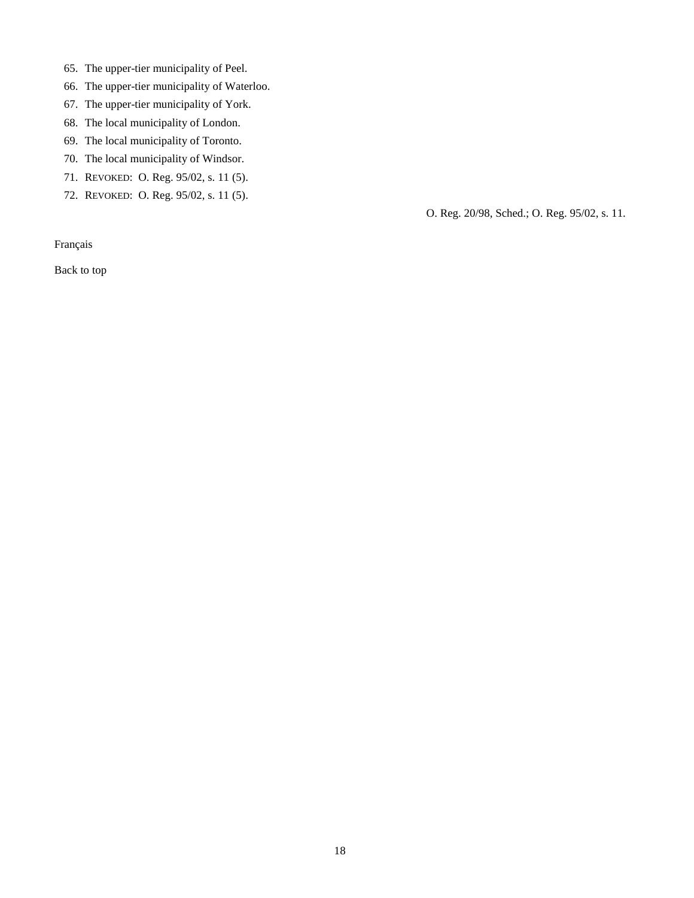65. The upper-tier municipality of Peel.
66. The upper-tier municipality of Waterloo.
67. The upper-tier municipality of York.
68. The local municipality of London.
69. The local municipality of Toronto.
70. The local municipality of Windsor.
71. REVOKED: O. Reg. 95/02, s. 11 (5).
72. REVOKED: O. Reg. 95/02, s. 11 (5).

O. Reg. 20/98, Sched.; O. Reg. 95/02, s. 11.

Français

Back to top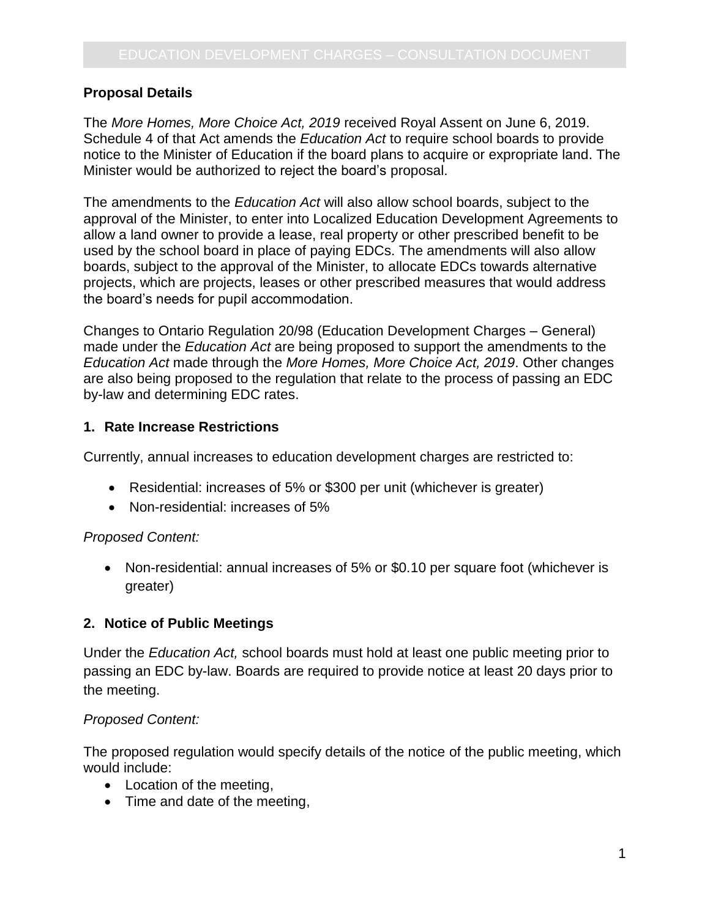### Proposal Details

The *More Homes, More Choice Act, 2019* received Royal Assent on June 6, 2019. Schedule 4 of that Act amends the *Education Act* to require school boards to provide notice to the Minister of Education if the board plans to acquire or expropriate land. The Minister would be authorized to reject the board's proposal.

The amendments to the *Education Act* will also allow school boards, subject to the approval of the Minister, to enter into Localized Education Development Agreements to allow a land owner to provide a lease, real property or other prescribed benefit to be used by the school board in place of paying EDCs. The amendments will also allow boards, subject to the approval of the Minister, to allocate EDCs towards alternative projects, which are projects, leases or other prescribed measures that would address the board's needs for pupil accommodation.

Changes to Ontario Regulation 20/98 (Education Development Charges – General) made under the *Education Act* are being proposed to support the amendments to the *Education Act* made through the *More Homes, More Choice Act, 2019*. Other changes are also being proposed to the regulation that relate to the process of passing an EDC by-law and determining EDC rates.

### 1. Rate Increase Restrictions

Currently, annual increases to education development charges are restricted to:

- Residential: increases of 5% or $300 per unit (whichever is greater)
- Non-residential: increases of 5%

*Proposed Content:*

- Non-residential: annual increases of 5% or $0.10 per square foot (whichever is greater)

### 2. Notice of Public Meetings

Under the *Education Act,* school boards must hold at least one public meeting prior to passing an EDC by-law. Boards are required to provide notice at least 20 days prior to the meeting.

*Proposed Content:*

The proposed regulation would specify details of the notice of the public meeting, which would include:

- Location of the meeting,
- Time and date of the meeting,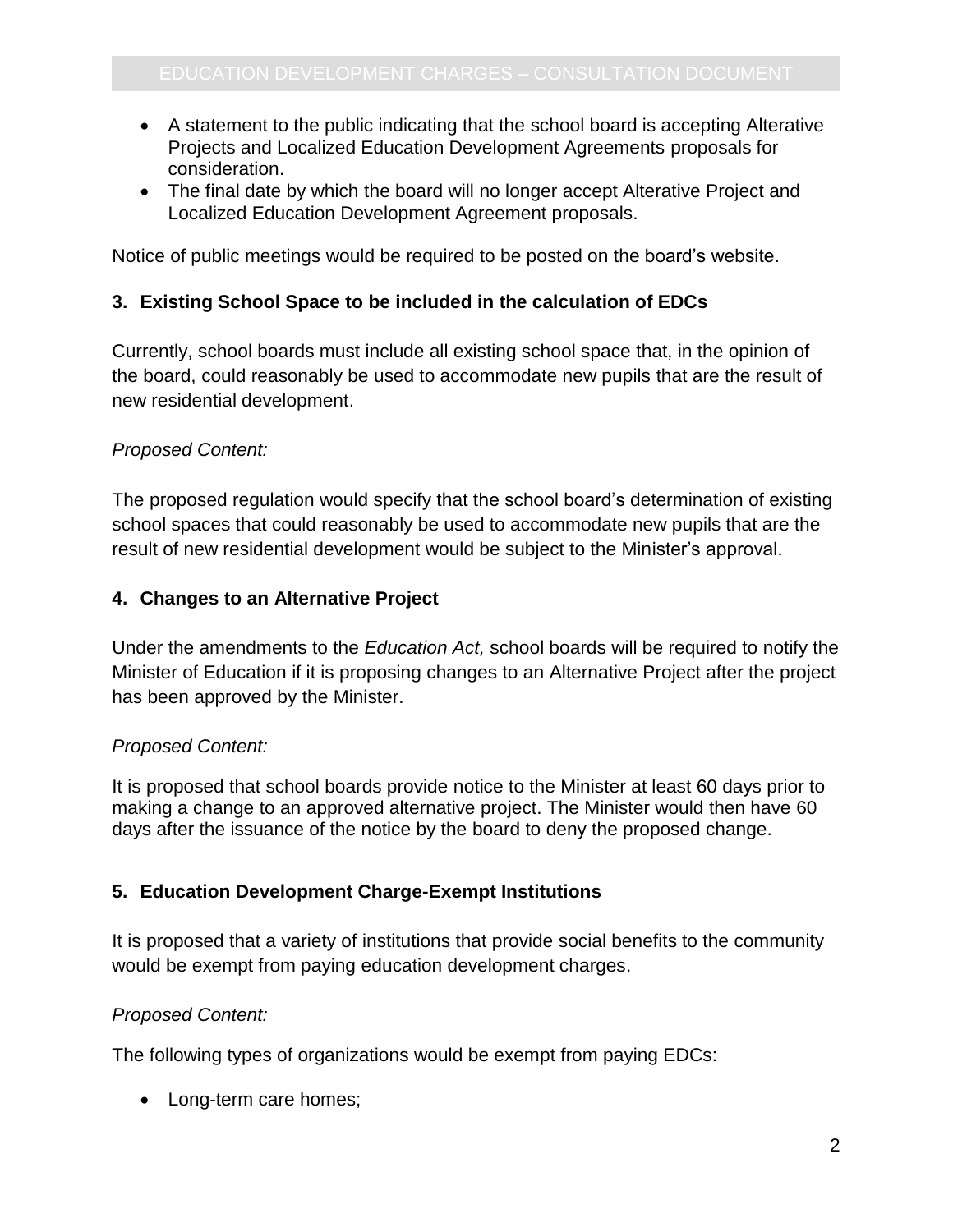- A statement to the public indicating that the school board is accepting Alterative Projects and Localized Education Development Agreements proposals for consideration.
- The final date by which the board will no longer accept Alterative Project and Localized Education Development Agreement proposals.

Notice of public meetings would be required to be posted on the board's website.

### 3. Existing School Space to be included in the calculation of EDCs

Currently, school boards must include all existing school space that, in the opinion of the board, could reasonably be used to accommodate new pupils that are the result of new residential development.

*Proposed Content:*

The proposed regulation would specify that the school board's determination of existing school spaces that could reasonably be used to accommodate new pupils that are the result of new residential development would be subject to the Minister's approval.

### 4. Changes to an Alternative Project

Under the amendments to the *Education Act,* school boards will be required to notify the Minister of Education if it is proposing changes to an Alternative Project after the project has been approved by the Minister.

*Proposed Content:*

It is proposed that school boards provide notice to the Minister at least 60 days prior to making a change to an approved alternative project. The Minister would then have 60 days after the issuance of the notice by the board to deny the proposed change.

### 5. Education Development Charge-Exempt Institutions

It is proposed that a variety of institutions that provide social benefits to the community would be exempt from paying education development charges.

*Proposed Content:*

The following types of organizations would be exempt from paying EDCs:

- Long-term care homes;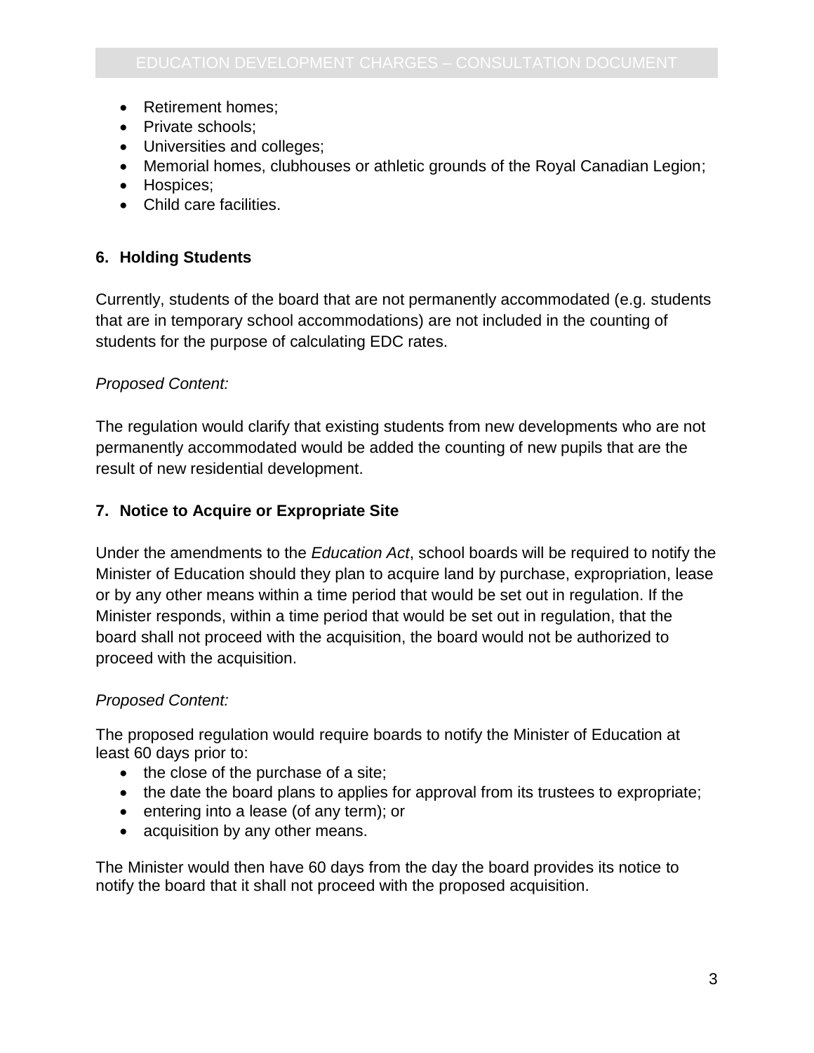- Retirement homes;
- Private schools;
- Universities and colleges;
- Memorial homes, clubhouses or athletic grounds of the Royal Canadian Legion;
- Hospices;
- Child care facilities.

### 6. Holding Students

Currently, students of the board that are not permanently accommodated (e.g. students that are in temporary school accommodations) are not included in the counting of students for the purpose of calculating EDC rates.

*Proposed Content:*

The regulation would clarify that existing students from new developments who are not permanently accommodated would be added the counting of new pupils that are the result of new residential development.

### 7. Notice to Acquire or Expropriate Site

Under the amendments to the *Education Act*, school boards will be required to notify the Minister of Education should they plan to acquire land by purchase, expropriation, lease or by any other means within a time period that would be set out in regulation. If the Minister responds, within a time period that would be set out in regulation, that the board shall not proceed with the acquisition, the board would not be authorized to proceed with the acquisition.

*Proposed Content:*

The proposed regulation would require boards to notify the Minister of Education at least 60 days prior to:

- the close of the purchase of a site;
- the date the board plans to applies for approval from its trustees to expropriate;
- entering into a lease (of any term); or
- acquisition by any other means.

The Minister would then have 60 days from the day the board provides its notice to notify the board that it shall not proceed with the proposed acquisition.